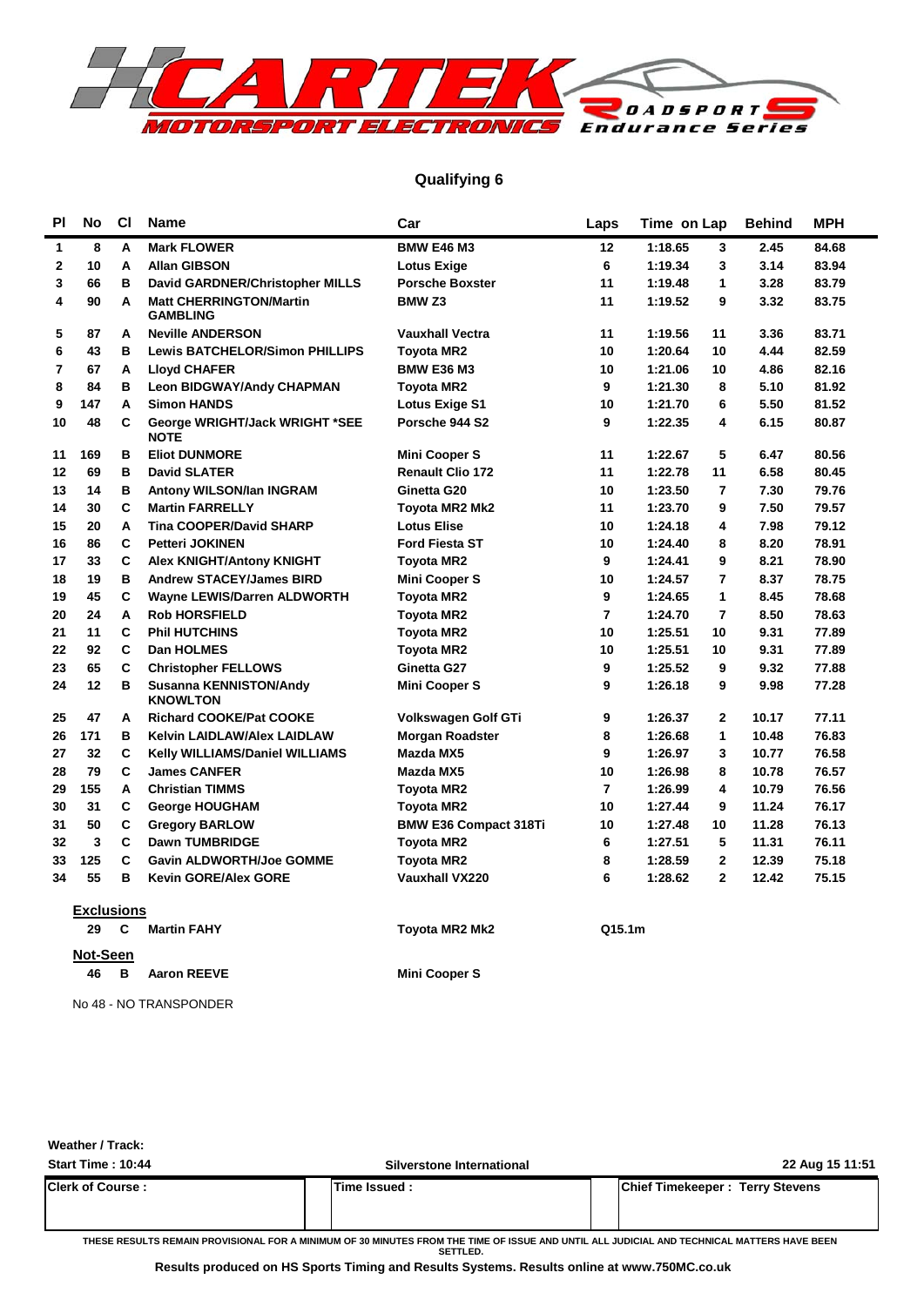## Qualifying 6

| Pl | No | Cl | Name | Car | Laps | Time | on Lap | Behind | MPH |
|---|---|---|---|---|---|---|---|---|---|
| 1 | 8 | A | Mark FLOWER | BMW E46 M3 | 12 | 1:18.65 | 3 | 2.45 | 84.68 |
| 2 | 10 | A | Allan GIBSON | Lotus Exige | 6 | 1:19.34 | 3 | 3.14 | 83.94 |
| 3 | 66 | B | David GARDNER/Christopher MILLS | Porsche Boxster | 11 | 1:19.48 | 1 | 3.28 | 83.79 |
| 4 | 90 | A | Matt CHERRINGTON/Martin GAMBLING | BMW Z3 | 11 | 1:19.52 | 9 | 3.32 | 83.75 |
| 5 | 87 | A | Neville ANDERSON | Vauxhall Vectra | 11 | 1:19.56 | 11 | 3.36 | 83.71 |
| 6 | 43 | B | Lewis BATCHELOR/Simon PHILLIPS | Toyota MR2 | 10 | 1:20.64 | 10 | 4.44 | 82.59 |
| 7 | 67 | A | Lloyd CHAFER | BMW E36 M3 | 10 | 1:21.06 | 10 | 4.86 | 82.16 |
| 8 | 84 | B | Leon BIDGWAY/Andy CHAPMAN | Toyota MR2 | 9 | 1:21.30 | 8 | 5.10 | 81.92 |
| 9 | 147 | A | Simon HANDS | Lotus Exige S1 | 10 | 1:21.70 | 6 | 5.50 | 81.52 |
| 10 | 48 | C | George WRIGHT/Jack WRIGHT *SEE NOTE | Porsche 944 S2 | 9 | 1:22.35 | 4 | 6.15 | 80.87 |
| 11 | 169 | B | Eliot DUNMORE | Mini Cooper S | 11 | 1:22.67 | 5 | 6.47 | 80.56 |
| 12 | 69 | B | David SLATER | Renault Clio 172 | 11 | 1:22.78 | 11 | 6.58 | 80.45 |
| 13 | 14 | B | Antony WILSON/Ian INGRAM | Ginetta G20 | 10 | 1:23.50 | 7 | 7.30 | 79.76 |
| 14 | 30 | C | Martin FARRELLY | Toyota MR2 Mk2 | 11 | 1:23.70 | 9 | 7.50 | 79.57 |
| 15 | 20 | A | Tina COOPER/David SHARP | Lotus Elise | 10 | 1:24.18 | 4 | 7.98 | 79.12 |
| 16 | 86 | C | Petteri JOKINEN | Ford Fiesta ST | 10 | 1:24.40 | 8 | 8.20 | 78.91 |
| 17 | 33 | C | Alex KNIGHT/Antony KNIGHT | Toyota MR2 | 9 | 1:24.41 | 9 | 8.21 | 78.90 |
| 18 | 19 | B | Andrew STACEY/James BIRD | Mini Cooper S | 10 | 1:24.57 | 7 | 8.37 | 78.75 |
| 19 | 45 | C | Wayne LEWIS/Darren ALDWORTH | Toyota MR2 | 9 | 1:24.65 | 1 | 8.45 | 78.68 |
| 20 | 24 | A | Rob HORSFIELD | Toyota MR2 | 7 | 1:24.70 | 7 | 8.50 | 78.63 |
| 21 | 11 | C | Phil HUTCHINS | Toyota MR2 | 10 | 1:25.51 | 10 | 9.31 | 77.89 |
| 22 | 92 | C | Dan HOLMES | Toyota MR2 | 10 | 1:25.51 | 10 | 9.31 | 77.89 |
| 23 | 65 | C | Christopher FELLOWS | Ginetta G27 | 9 | 1:25.52 | 9 | 9.32 | 77.88 |
| 24 | 12 | B | Susanna KENNISTON/Andy KNOWLTON | Mini Cooper S | 9 | 1:26.18 | 9 | 9.98 | 77.28 |
| 25 | 47 | A | Richard COOKE/Pat COOKE | Volkswagen Golf GTi | 9 | 1:26.37 | 2 | 10.17 | 77.11 |
| 26 | 171 | B | Kelvin LAIDLAW/Alex LAIDLAW | Morgan Roadster | 8 | 1:26.68 | 1 | 10.48 | 76.83 |
| 27 | 32 | C | Kelly WILLIAMS/Daniel WILLIAMS | Mazda MX5 | 9 | 1:26.97 | 3 | 10.77 | 76.58 |
| 28 | 79 | C | James CANFER | Mazda MX5 | 10 | 1:26.98 | 8 | 10.78 | 76.57 |
| 29 | 155 | A | Christian TIMMS | Toyota MR2 | 7 | 1:26.99 | 4 | 10.79 | 76.56 |
| 30 | 31 | C | George HOUGHAM | Toyota MR2 | 10 | 1:27.44 | 9 | 11.24 | 76.17 |
| 31 | 50 | C | Gregory BARLOW | BMW E36 Compact 318Ti | 10 | 1:27.48 | 10 | 11.28 | 76.13 |
| 32 | 3 | C | Dawn TUMBRIDGE | Toyota MR2 | 6 | 1:27.51 | 5 | 11.31 | 76.11 |
| 33 | 125 | C | Gavin ALDWORTH/Joe GOMME | Toyota MR2 | 8 | 1:28.59 | 2 | 12.39 | 75.18 |
| 34 | 55 | B | Kevin GORE/Alex GORE | Vauxhall VX220 | 6 | 1:28.62 | 2 | 12.42 | 75.15 |

**Exclusions**

| No | Cl | Name | Car | |
|---|---|---|---|---|
| 29 | C | Martin FAHY | Toyota MR2 Mk2 | Q15.1m |

**Not-Seen**

| No | Cl | Name | Car |
|---|---|---|---|
| 46 | B | Aaron REEVE | Mini Cooper S |

No 48 - NO TRANSPONDER

Weather / Track:

Start Time : 10:44 | Silverstone International | 22 Aug 15 11:51

| Clerk of Course : | Time Issued : | Chief Timekeeper : Terry Stevens |
|---|---|---|

THESE RESULTS REMAIN PROVISIONAL FOR A MINIMUM OF 30 MINUTES FROM THE TIME OF ISSUE AND UNTIL ALL JUDICIAL AND TECHNICAL MATTERS HAVE BEEN SETTLED.

**Results produced on HS Sports Timing and Results Systems. Results online at www.750MC.co.uk**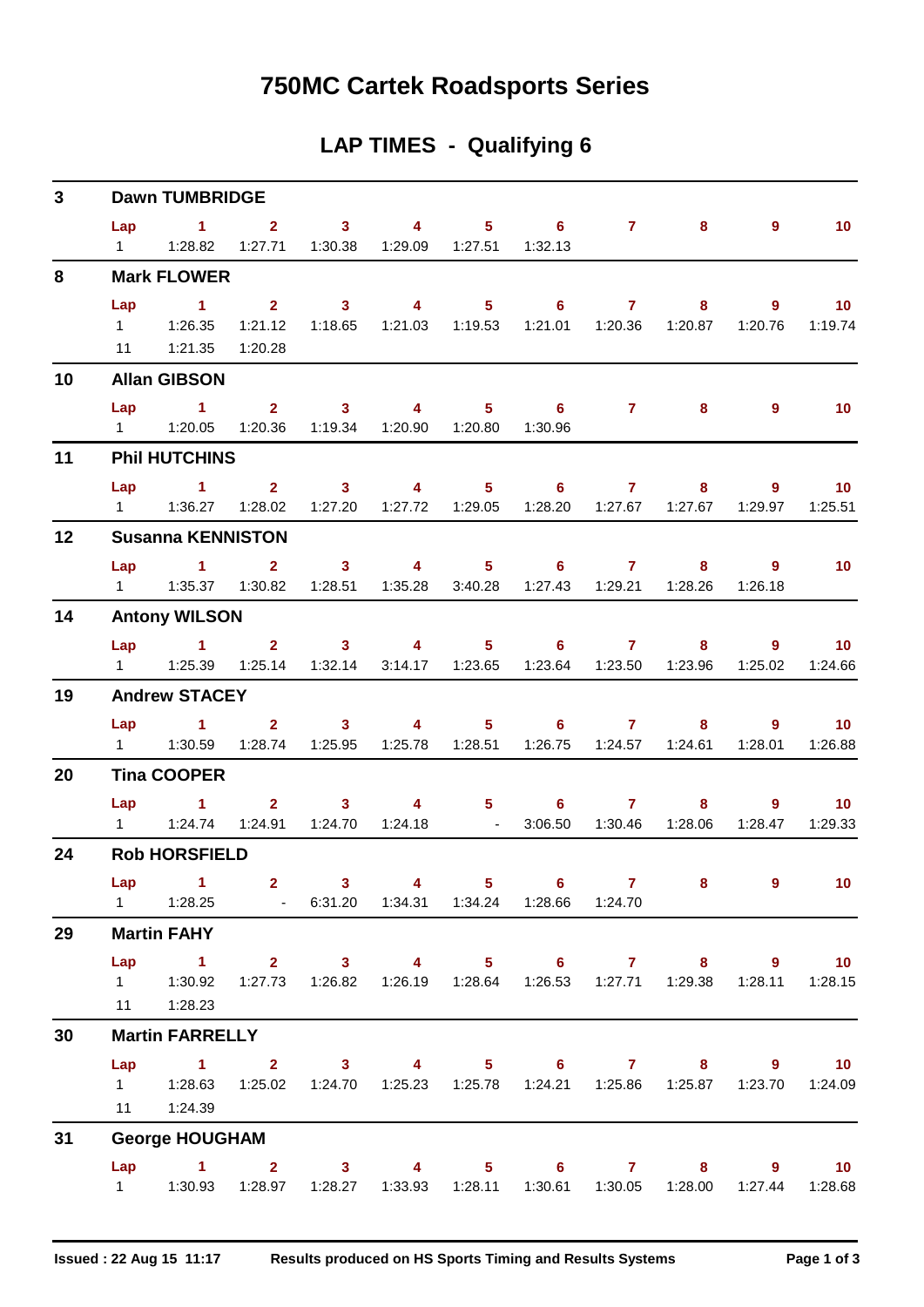# 750MC Cartek Roadsports Series

## LAP TIMES - Qualifying 6

### 3 Dawn TUMBRIDGE

| Lap | 1 | 2 | 3 | 4 | 5 | 6 | 7 | 8 | 9 | 10 |
|---|---|---|---|---|---|---|---|---|---|---|
| 1 | 1:28.82 | 1:27.71 | 1:30.38 | 1:29.09 | 1:27.51 | 1:32.13 | | | | |

### 8 Mark FLOWER

| Lap | 1 | 2 | 3 | 4 | 5 | 6 | 7 | 8 | 9 | 10 |
|---|---|---|---|---|---|---|---|---|---|---|
| 1 | 1:26.35 | 1:21.12 | 1:18.65 | 1:21.03 | 1:19.53 | 1:21.01 | 1:20.36 | 1:20.87 | 1:20.76 | 1:19.74 |
| 11 | 1:21.35 | 1:20.28 | | | | | | | | |

### 10 Allan GIBSON

| Lap | 1 | 2 | 3 | 4 | 5 | 6 | 7 | 8 | 9 | 10 |
|---|---|---|---|---|---|---|---|---|---|---|
| 1 | 1:20.05 | 1:20.36 | 1:19.34 | 1:20.90 | 1:20.80 | 1:30.96 | | | | |

### 11 Phil HUTCHINS

| Lap | 1 | 2 | 3 | 4 | 5 | 6 | 7 | 8 | 9 | 10 |
|---|---|---|---|---|---|---|---|---|---|---|
| 1 | 1:36.27 | 1:28.02 | 1:27.20 | 1:27.72 | 1:29.05 | 1:28.20 | 1:27.67 | 1:27.67 | 1:29.97 | 1:25.51 |

### 12 Susanna KENNISTON

| Lap | 1 | 2 | 3 | 4 | 5 | 6 | 7 | 8 | 9 | 10 |
|---|---|---|---|---|---|---|---|---|---|---|
| 1 | 1:35.37 | 1:30.82 | 1:28.51 | 1:35.28 | 3:40.28 | 1:27.43 | 1:29.21 | 1:28.26 | 1:26.18 | |

### 14 Antony WILSON

| Lap | 1 | 2 | 3 | 4 | 5 | 6 | 7 | 8 | 9 | 10 |
|---|---|---|---|---|---|---|---|---|---|---|
| 1 | 1:25.39 | 1:25.14 | 1:32.14 | 3:14.17 | 1:23.65 | 1:23.64 | 1:23.50 | 1:23.96 | 1:25.02 | 1:24.66 |

### 19 Andrew STACEY

| Lap | 1 | 2 | 3 | 4 | 5 | 6 | 7 | 8 | 9 | 10 |
|---|---|---|---|---|---|---|---|---|---|---|
| 1 | 1:30.59 | 1:28.74 | 1:25.95 | 1:25.78 | 1:28.51 | 1:26.75 | 1:24.57 | 1:24.61 | 1:28.01 | 1:26.88 |

### 20 Tina COOPER

| Lap | 1 | 2 | 3 | 4 | 5 | 6 | 7 | 8 | 9 | 10 |
|---|---|---|---|---|---|---|---|---|---|---|
| 1 | 1:24.74 | 1:24.91 | 1:24.70 | 1:24.18 | - | 3:06.50 | 1:30.46 | 1:28.06 | 1:28.47 | 1:29.33 |

### 24 Rob HORSFIELD

| Lap | 1 | 2 | 3 | 4 | 5 | 6 | 7 | 8 | 9 | 10 |
|---|---|---|---|---|---|---|---|---|---|---|
| 1 | 1:28.25 | - | 6:31.20 | 1:34.31 | 1:34.24 | 1:28.66 | 1:24.70 | | | |

### 29 Martin FAHY

| Lap | 1 | 2 | 3 | 4 | 5 | 6 | 7 | 8 | 9 | 10 |
|---|---|---|---|---|---|---|---|---|---|---|
| 1 | 1:30.92 | 1:27.73 | 1:26.82 | 1:26.19 | 1:28.64 | 1:26.53 | 1:27.71 | 1:29.38 | 1:28.11 | 1:28.15 |
| 11 | 1:28.23 | | | | | | | | | |

### 30 Martin FARRELLY

| Lap | 1 | 2 | 3 | 4 | 5 | 6 | 7 | 8 | 9 | 10 |
|---|---|---|---|---|---|---|---|---|---|---|
| 1 | 1:28.63 | 1:25.02 | 1:24.70 | 1:25.23 | 1:25.78 | 1:24.21 | 1:25.86 | 1:25.87 | 1:23.70 | 1:24.09 |
| 11 | 1:24.39 | | | | | | | | | |

### 31 George HOUGHAM

| Lap | 1 | 2 | 3 | 4 | 5 | 6 | 7 | 8 | 9 | 10 |
|---|---|---|---|---|---|---|---|---|---|---|
| 1 | 1:30.93 | 1:28.97 | 1:28.27 | 1:33.93 | 1:28.11 | 1:30.61 | 1:30.05 | 1:28.00 | 1:27.44 | 1:28.68 |

**Issued : 22 Aug 15 11:17** **Results produced on HS Sports Timing and Results Systems**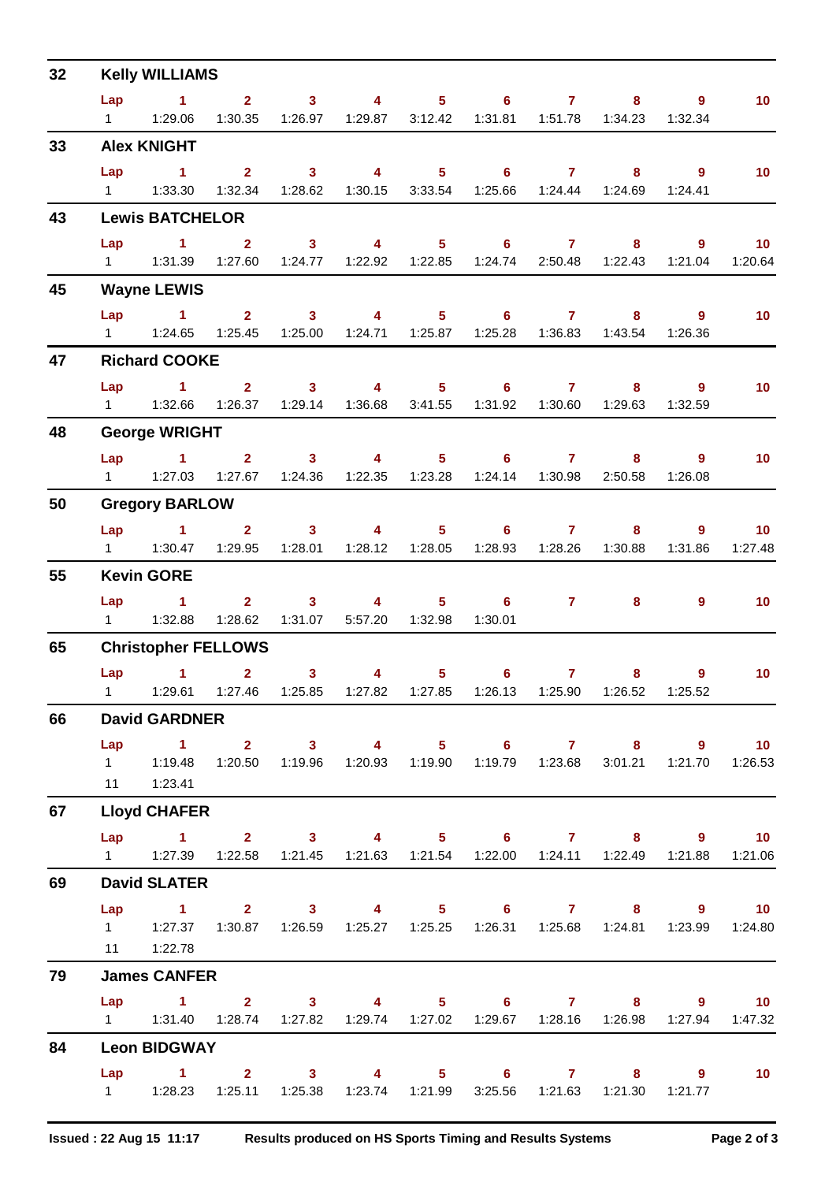## 32 Kelly WILLIAMS

| Lap | 1 | 2 | 3 | 4 | 5 | 6 | 7 | 8 | 9 | 10 |
|---|---|---|---|---|---|---|---|---|---|---|
| 1 | 1:29.06 | 1:30.35 | 1:26.97 | 1:29.87 | 3:12.42 | 1:31.81 | 1:51.78 | 1:34.23 | 1:32.34 | |

## 33 Alex KNIGHT

| Lap | 1 | 2 | 3 | 4 | 5 | 6 | 7 | 8 | 9 | 10 |
|---|---|---|---|---|---|---|---|---|---|---|
| 1 | 1:33.30 | 1:32.34 | 1:28.62 | 1:30.15 | 3:33.54 | 1:25.66 | 1:24.44 | 1:24.69 | 1:24.41 | |

## 43 Lewis BATCHELOR

| Lap | 1 | 2 | 3 | 4 | 5 | 6 | 7 | 8 | 9 | 10 |
|---|---|---|---|---|---|---|---|---|---|---|
| 1 | 1:31.39 | 1:27.60 | 1:24.77 | 1:22.92 | 1:22.85 | 1:24.74 | 2:50.48 | 1:22.43 | 1:21.04 | 1:20.64 |

## 45 Wayne LEWIS

| Lap | 1 | 2 | 3 | 4 | 5 | 6 | 7 | 8 | 9 | 10 |
|---|---|---|---|---|---|---|---|---|---|---|
| 1 | 1:24.65 | 1:25.45 | 1:25.00 | 1:24.71 | 1:25.87 | 1:25.28 | 1:36.83 | 1:43.54 | 1:26.36 | |

## 47 Richard COOKE

| Lap | 1 | 2 | 3 | 4 | 5 | 6 | 7 | 8 | 9 | 10 |
|---|---|---|---|---|---|---|---|---|---|---|
| 1 | 1:32.66 | 1:26.37 | 1:29.14 | 1:36.68 | 3:41.55 | 1:31.92 | 1:30.60 | 1:29.63 | 1:32.59 | |

## 48 George WRIGHT

| Lap | 1 | 2 | 3 | 4 | 5 | 6 | 7 | 8 | 9 | 10 |
|---|---|---|---|---|---|---|---|---|---|---|
| 1 | 1:27.03 | 1:27.67 | 1:24.36 | 1:22.35 | 1:23.28 | 1:24.14 | 1:30.98 | 2:50.58 | 1:26.08 | |

## 50 Gregory BARLOW

| Lap | 1 | 2 | 3 | 4 | 5 | 6 | 7 | 8 | 9 | 10 |
|---|---|---|---|---|---|---|---|---|---|---|
| 1 | 1:30.47 | 1:29.95 | 1:28.01 | 1:28.12 | 1:28.05 | 1:28.93 | 1:28.26 | 1:30.88 | 1:31.86 | 1:27.48 |

## 55 Kevin GORE

| Lap | 1 | 2 | 3 | 4 | 5 | 6 | 7 | 8 | 9 | 10 |
|---|---|---|---|---|---|---|---|---|---|---|
| 1 | 1:32.88 | 1:28.62 | 1:31.07 | 5:57.20 | 1:32.98 | 1:30.01 | | | | |

## 65 Christopher FELLOWS

| Lap | 1 | 2 | 3 | 4 | 5 | 6 | 7 | 8 | 9 | 10 |
|---|---|---|---|---|---|---|---|---|---|---|
| 1 | 1:29.61 | 1:27.46 | 1:25.85 | 1:27.82 | 1:27.85 | 1:26.13 | 1:25.90 | 1:26.52 | 1:25.52 | |

## 66 David GARDNER

| Lap | 1 | 2 | 3 | 4 | 5 | 6 | 7 | 8 | 9 | 10 |
|---|---|---|---|---|---|---|---|---|---|---|
| 1 | 1:19.48 | 1:20.50 | 1:19.96 | 1:20.93 | 1:19.90 | 1:19.79 | 1:23.68 | 3:01.21 | 1:21.70 | 1:26.53 |
| 11 | 1:23.41 | | | | | | | | | |

## 67 Lloyd CHAFER

| Lap | 1 | 2 | 3 | 4 | 5 | 6 | 7 | 8 | 9 | 10 |
|---|---|---|---|---|---|---|---|---|---|---|
| 1 | 1:27.39 | 1:22.58 | 1:21.45 | 1:21.63 | 1:21.54 | 1:22.00 | 1:24.11 | 1:22.49 | 1:21.88 | 1:21.06 |

## 69 David SLATER

| Lap | 1 | 2 | 3 | 4 | 5 | 6 | 7 | 8 | 9 | 10 |
|---|---|---|---|---|---|---|---|---|---|---|
| 1 | 1:27.37 | 1:30.87 | 1:26.59 | 1:25.27 | 1:25.25 | 1:26.31 | 1:25.68 | 1:24.81 | 1:23.99 | 1:24.80 |
| 11 | 1:22.78 | | | | | | | | | |

## 79 James CANFER

| Lap | 1 | 2 | 3 | 4 | 5 | 6 | 7 | 8 | 9 | 10 |
|---|---|---|---|---|---|---|---|---|---|---|
| 1 | 1:31.40 | 1:28.74 | 1:27.82 | 1:29.74 | 1:27.02 | 1:29.67 | 1:28.16 | 1:26.98 | 1:27.94 | 1:47.32 |

## 84 Leon BIDGWAY

| Lap | 1 | 2 | 3 | 4 | 5 | 6 | 7 | 8 | 9 | 10 |
|---|---|---|---|---|---|---|---|---|---|---|
| 1 | 1:28.23 | 1:25.11 | 1:25.38 | 1:23.74 | 1:21.99 | 3:25.56 | 1:21.63 | 1:21.30 | 1:21.77 | |

Issued : 22 Aug 15 11:17 Results produced on HS Sports Timing and Results Systems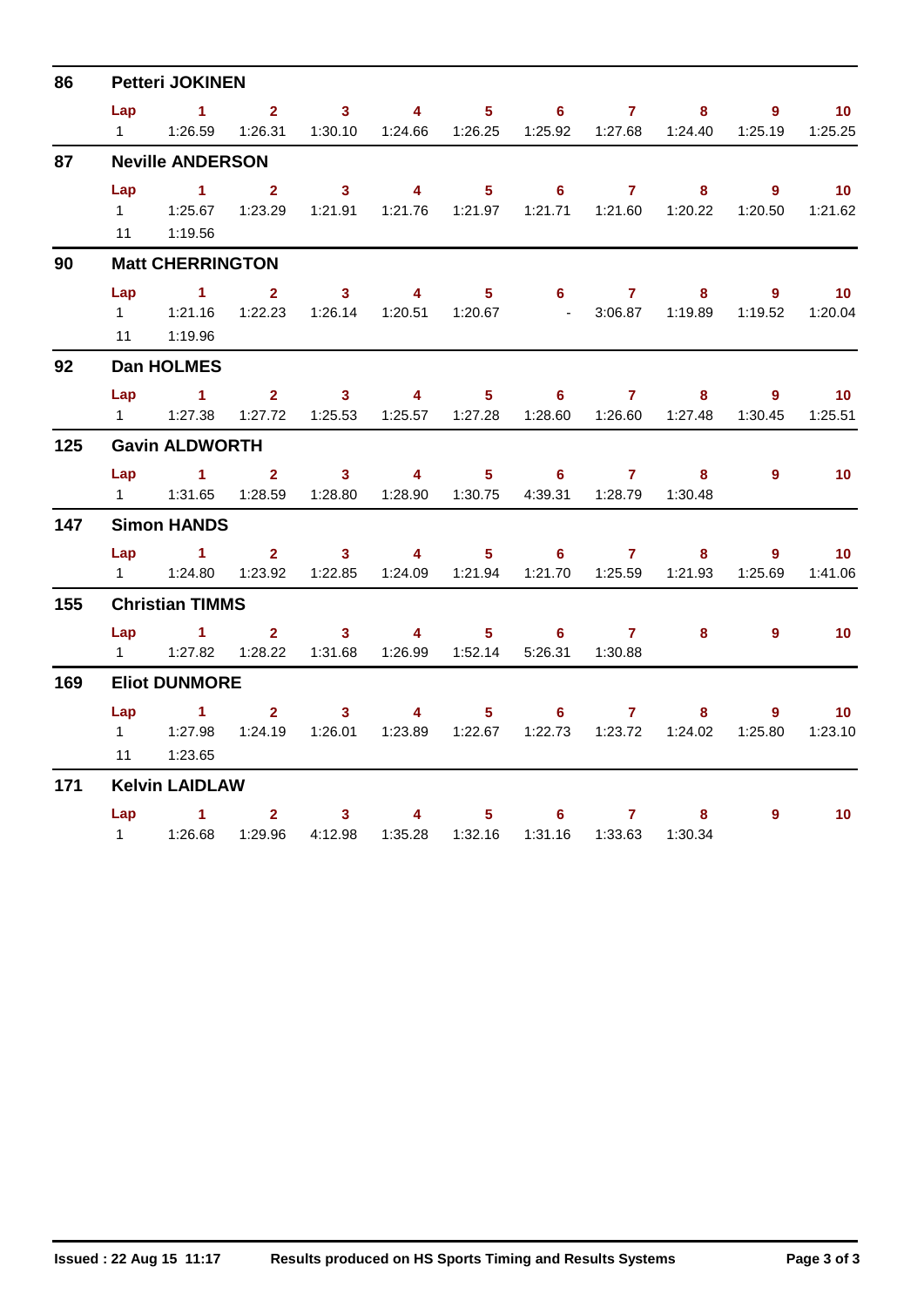## 86 Petteri JOKINEN

| Lap | 1 | 2 | 3 | 4 | 5 | 6 | 7 | 8 | 9 | 10 |
|---|---|---|---|---|---|---|---|---|---|---|
| 1 | 1:26.59 | 1:26.31 | 1:30.10 | 1:24.66 | 1:26.25 | 1:25.92 | 1:27.68 | 1:24.40 | 1:25.19 | 1:25.25 |

## 87 Neville ANDERSON

| Lap | 1 | 2 | 3 | 4 | 5 | 6 | 7 | 8 | 9 | 10 |
|---|---|---|---|---|---|---|---|---|---|---|
| 1 | 1:25.67 | 1:23.29 | 1:21.91 | 1:21.76 | 1:21.97 | 1:21.71 | 1:21.60 | 1:20.22 | 1:20.50 | 1:21.62 |
| 11 | 1:19.56 | | | | | | | | | |

## 90 Matt CHERRINGTON

| Lap | 1 | 2 | 3 | 4 | 5 | 6 | 7 | 8 | 9 | 10 |
|---|---|---|---|---|---|---|---|---|---|---|
| 1 | 1:21.16 | 1:22.23 | 1:26.14 | 1:20.51 | 1:20.67 | - | 3:06.87 | 1:19.89 | 1:19.52 | 1:20.04 |
| 11 | 1:19.96 | | | | | | | | | |

## 92 Dan HOLMES

| Lap | 1 | 2 | 3 | 4 | 5 | 6 | 7 | 8 | 9 | 10 |
|---|---|---|---|---|---|---|---|---|---|---|
| 1 | 1:27.38 | 1:27.72 | 1:25.53 | 1:25.57 | 1:27.28 | 1:28.60 | 1:26.60 | 1:27.48 | 1:30.45 | 1:25.51 |

## 125 Gavin ALDWORTH

| Lap | 1 | 2 | 3 | 4 | 5 | 6 | 7 | 8 | 9 | 10 |
|---|---|---|---|---|---|---|---|---|---|---|
| 1 | 1:31.65 | 1:28.59 | 1:28.80 | 1:28.90 | 1:30.75 | 4:39.31 | 1:28.79 | 1:30.48 | | |

## 147 Simon HANDS

| Lap | 1 | 2 | 3 | 4 | 5 | 6 | 7 | 8 | 9 | 10 |
|---|---|---|---|---|---|---|---|---|---|---|
| 1 | 1:24.80 | 1:23.92 | 1:22.85 | 1:24.09 | 1:21.94 | 1:21.70 | 1:25.59 | 1:21.93 | 1:25.69 | 1:41.06 |

## 155 Christian TIMMS

| Lap | 1 | 2 | 3 | 4 | 5 | 6 | 7 | 8 | 9 | 10 |
|---|---|---|---|---|---|---|---|---|---|---|
| 1 | 1:27.82 | 1:28.22 | 1:31.68 | 1:26.99 | 1:52.14 | 5:26.31 | 1:30.88 | | | |

## 169 Eliot DUNMORE

| Lap | 1 | 2 | 3 | 4 | 5 | 6 | 7 | 8 | 9 | 10 |
|---|---|---|---|---|---|---|---|---|---|---|
| 1 | 1:27.98 | 1:24.19 | 1:26.01 | 1:23.89 | 1:22.67 | 1:22.73 | 1:23.72 | 1:24.02 | 1:25.80 | 1:23.10 |
| 11 | 1:23.65 | | | | | | | | | |

## 171 Kelvin LAIDLAW

| Lap | 1 | 2 | 3 | 4 | 5 | 6 | 7 | 8 | 9 | 10 |
|---|---|---|---|---|---|---|---|---|---|---|
| 1 | 1:26.68 | 1:29.96 | 4:12.98 | 1:35.28 | 1:32.16 | 1:31.16 | 1:33.63 | 1:30.34 | | |

**Issued : 22 Aug 15 11:17** **Results produced on HS Sports Timing and Results Systems**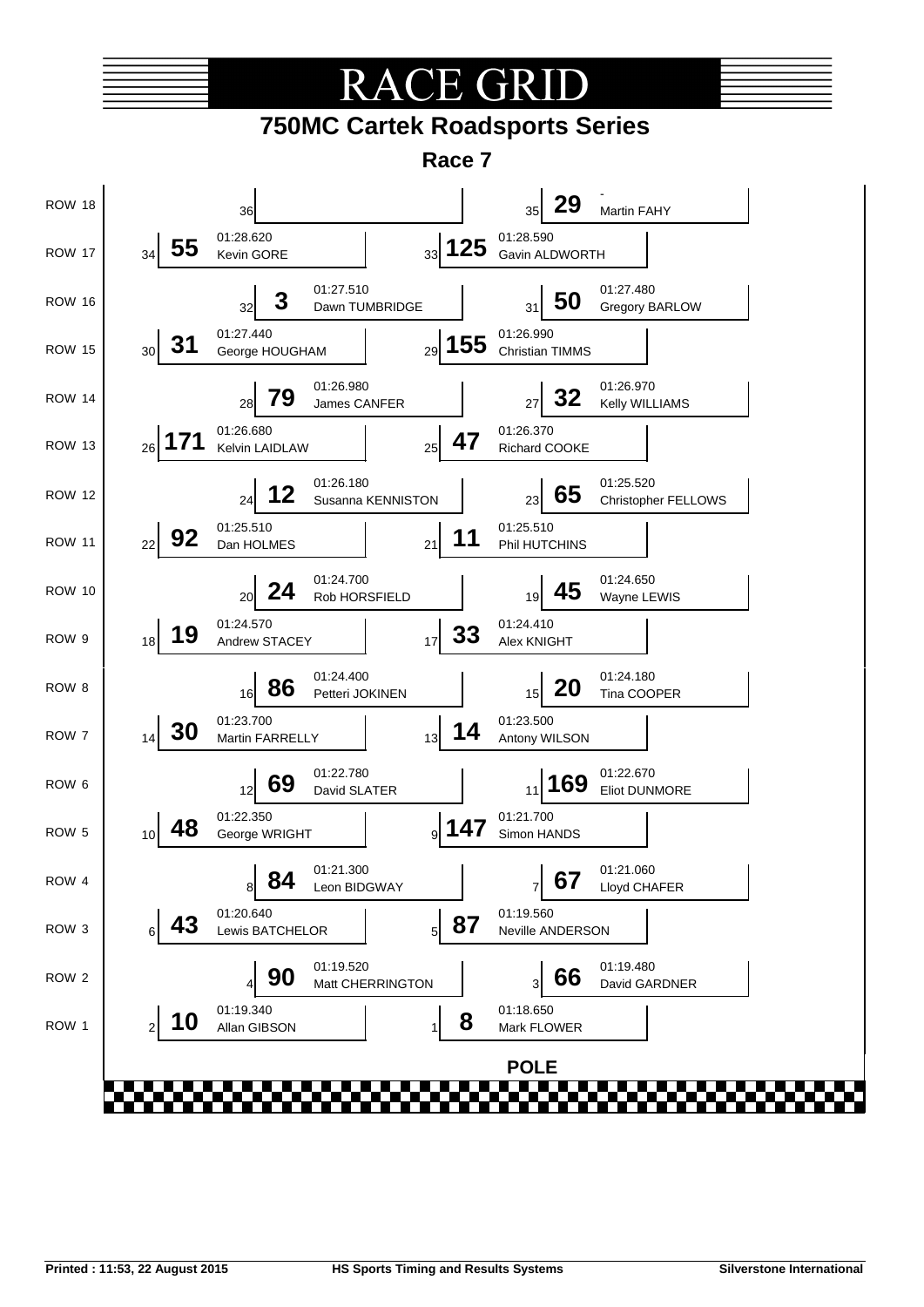# RACE GRID

## 750MC Cartek Roadsports Series

### Race 7

| Row | Pos | No. | Driver | Time | Pos | No. | Driver | Time |
|---|---|---|---|---|---|---|---|---|
| ROW 18 | 36 | | | | 35 | 29 | Martin FAHY | - |
| ROW 17 | 34 | 55 | Kevin GORE | 01:28.620 | 33 | 125 | Gavin ALDWORTH | 01:28.590 |
| ROW 16 | 32 | 3 | Dawn TUMBRIDGE | 01:27.510 | 31 | 50 | Gregory BARLOW | 01:27.480 |
| ROW 15 | 30 | 31 | George HOUGHAM | 01:27.440 | 29 | 155 | Christian TIMMS | 01:26.990 |
| ROW 14 | 28 | 79 | James CANFER | 01:26.980 | 27 | 32 | Kelly WILLIAMS | 01:26.970 |
| ROW 13 | 26 | 171 | Kelvin LAIDLAW | 01:26.680 | 25 | 47 | Richard COOKE | 01:26.370 |
| ROW 12 | 24 | 12 | Susanna KENNISTON | 01:26.180 | 23 | 65 | Christopher FELLOWS | 01:25.520 |
| ROW 11 | 22 | 92 | Dan HOLMES | 01:25.510 | 21 | 11 | Phil HUTCHINS | 01:25.510 |
| ROW 10 | 20 | 24 | Rob HORSFIELD | 01:24.700 | 19 | 45 | Wayne LEWIS | 01:24.650 |
| ROW 9 | 18 | 19 | Andrew STACEY | 01:24.570 | 17 | 33 | Alex KNIGHT | 01:24.410 |
| ROW 8 | 16 | 86 | Petteri JOKINEN | 01:24.400 | 15 | 20 | Tina COOPER | 01:24.180 |
| ROW 7 | 14 | 30 | Martin FARRELLY | 01:23.700 | 13 | 14 | Antony WILSON | 01:23.500 |
| ROW 6 | 12 | 69 | David SLATER | 01:22.780 | 11 | 169 | Eliot DUNMORE | 01:22.670 |
| ROW 5 | 10 | 48 | George WRIGHT | 01:22.350 | 9 | 147 | Simon HANDS | 01:21.700 |
| ROW 4 | 8 | 84 | Leon BIDGWAY | 01:21.300 | 7 | 67 | Lloyd CHAFER | 01:21.060 |
| ROW 3 | 6 | 43 | Lewis BATCHELOR | 01:20.640 | 5 | 87 | Neville ANDERSON | 01:19.560 |
| ROW 2 | 4 | 90 | Matt CHERRINGTON | 01:19.520 | 3 | 66 | David GARDNER | 01:19.480 |
| ROW 1 | 2 | 10 | Allan GIBSON | 01:19.340 | 1 | 8 | Mark FLOWER | 01:18.650 |

**POLE**

Printed : 11:53, 22 August 2015 — HS Sports Timing and Results Systems — Silverstone International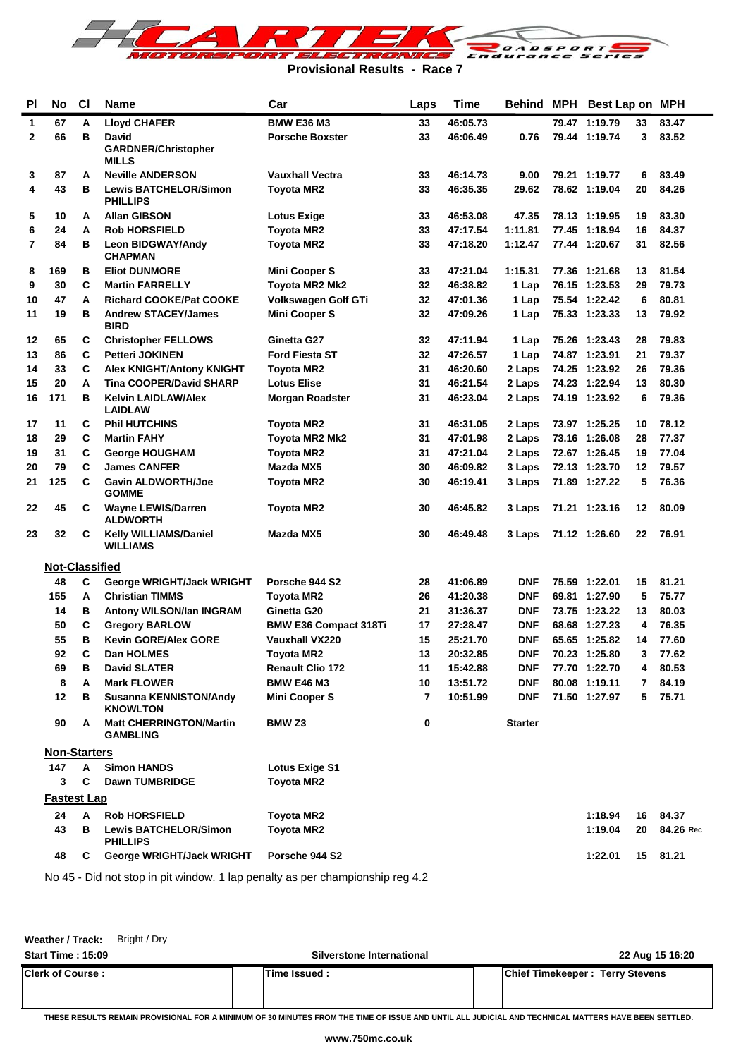# Provisional Results - Race 7

| Pl | No | Cl | Name | Car | Laps | Time | Behind | MPH | Best Lap | on | MPH |
|---|---|---|---|---|---|---|---|---|---|---|---|
| 1 | 67 | A | Lloyd CHAFER | BMW E36 M3 | 33 | 46:05.73 | | 79.47 | 1:19.79 | 33 | 83.47 |
| 2 | 66 | B | David GARDNER/Christopher MILLS | Porsche Boxster | 33 | 46:06.49 | 0.76 | 79.44 | 1:19.74 | 3 | 83.52 |
| 3 | 87 | A | Neville ANDERSON | Vauxhall Vectra | 33 | 46:14.73 | 9.00 | 79.21 | 1:19.77 | 6 | 83.49 |
| 4 | 43 | B | Lewis BATCHELOR/Simon PHILLIPS | Toyota MR2 | 33 | 46:35.35 | 29.62 | 78.62 | 1:19.04 | 20 | 84.26 |
| 5 | 10 | A | Allan GIBSON | Lotus Exige | 33 | 46:53.08 | 47.35 | 78.13 | 1:19.95 | 19 | 83.30 |
| 6 | 24 | A | Rob HORSFIELD | Toyota MR2 | 33 | 47:17.54 | 1:11.81 | 77.45 | 1:18.94 | 16 | 84.37 |
| 7 | 84 | B | Leon BIDGWAY/Andy CHAPMAN | Toyota MR2 | 33 | 47:18.20 | 1:12.47 | 77.44 | 1:20.67 | 31 | 82.56 |
| 8 | 169 | B | Eliot DUNMORE | Mini Cooper S | 33 | 47:21.04 | 1:15.31 | 77.36 | 1:21.68 | 13 | 81.54 |
| 9 | 30 | C | Martin FARRELLY | Toyota MR2 Mk2 | 32 | 46:38.82 | 1 Lap | 76.15 | 1:23.53 | 29 | 79.73 |
| 10 | 47 | A | Richard COOKE/Pat COOKE | Volkswagen Golf GTi | 32 | 47:01.36 | 1 Lap | 75.54 | 1:22.42 | 6 | 80.81 |
| 11 | 19 | B | Andrew STACEY/James BIRD | Mini Cooper S | 32 | 47:09.26 | 1 Lap | 75.33 | 1:23.33 | 13 | 79.92 |
| 12 | 65 | C | Christopher FELLOWS | Ginetta G27 | 32 | 47:11.94 | 1 Lap | 75.26 | 1:23.43 | 28 | 79.83 |
| 13 | 86 | C | Petteri JOKINEN | Ford Fiesta ST | 32 | 47:26.57 | 1 Lap | 74.87 | 1:23.91 | 21 | 79.37 |
| 14 | 33 | C | Alex KNIGHT/Antony KNIGHT | Toyota MR2 | 31 | 46:20.60 | 2 Laps | 74.25 | 1:23.92 | 26 | 79.36 |
| 15 | 20 | A | Tina COOPER/David SHARP | Lotus Elise | 31 | 46:21.54 | 2 Laps | 74.23 | 1:22.94 | 13 | 80.30 |
| 16 | 171 | B | Kelvin LAIDLAW/Alex LAIDLAW | Morgan Roadster | 31 | 46:23.04 | 2 Laps | 74.19 | 1:23.92 | 6 | 79.36 |
| 17 | 11 | C | Phil HUTCHINS | Toyota MR2 | 31 | 46:31.05 | 2 Laps | 73.97 | 1:25.25 | 10 | 78.12 |
| 18 | 29 | C | Martin FAHY | Toyota MR2 Mk2 | 31 | 47:01.98 | 2 Laps | 73.16 | 1:26.08 | 28 | 77.37 |
| 19 | 31 | C | George HOUGHAM | Toyota MR2 | 31 | 47:21.04 | 2 Laps | 72.67 | 1:26.45 | 19 | 77.04 |
| 20 | 79 | C | James CANFER | Mazda MX5 | 30 | 46:09.82 | 3 Laps | 72.13 | 1:23.70 | 12 | 79.57 |
| 21 | 125 | C | Gavin ALDWORTH/Joe GOMME | Toyota MR2 | 30 | 46:19.41 | 3 Laps | 71.89 | 1:27.22 | 5 | 76.36 |
| 22 | 45 | C | Wayne LEWIS/Darren ALDWORTH | Toyota MR2 | 30 | 46:45.82 | 3 Laps | 71.21 | 1:23.16 | 12 | 80.09 |
| 23 | 32 | C | Kelly WILLIAMS/Daniel WILLIAMS | Mazda MX5 | 30 | 46:49.48 | 3 Laps | 71.12 | 1:26.60 | 22 | 76.91 |

**Not-Classified**

| No | Cl | Name | Car | Laps | Time | Behind | MPH | Best Lap | on | MPH |
|---|---|---|---|---|---|---|---|---|---|---|
| 48 | C | George WRIGHT/Jack WRIGHT | Porsche 944 S2 | 28 | 41:06.89 | DNF | 75.59 | 1:22.01 | 15 | 81.21 |
| 155 | A | Christian TIMMS | Toyota MR2 | 26 | 41:20.38 | DNF | 69.81 | 1:27.90 | 5 | 75.77 |
| 14 | B | Antony WILSON/Ian INGRAM | Ginetta G20 | 21 | 31:36.37 | DNF | 73.75 | 1:23.22 | 13 | 80.03 |
| 50 | C | Gregory BARLOW | BMW E36 Compact 318Ti | 17 | 27:28.47 | DNF | 68.68 | 1:27.23 | 4 | 76.35 |
| 55 | B | Kevin GORE/Alex GORE | Vauxhall VX220 | 15 | 25:21.70 | DNF | 65.65 | 1:25.82 | 14 | 77.60 |
| 92 | C | Dan HOLMES | Toyota MR2 | 13 | 20:32.85 | DNF | 70.23 | 1:25.80 | 3 | 77.62 |
| 69 | B | David SLATER | Renault Clio 172 | 11 | 15:42.88 | DNF | 77.70 | 1:22.70 | 4 | 80.53 |
| 8 | A | Mark FLOWER | BMW E46 M3 | 10 | 13:51.72 | DNF | 80.08 | 1:19.11 | 7 | 84.19 |
| 12 | B | Susanna KENNISTON/Andy KNOWLTON | Mini Cooper S | 7 | 10:51.99 | DNF | 71.50 | 1:27.97 | 5 | 75.71 |
| 90 | A | Matt CHERRINGTON/Martin GAMBLING | BMW Z3 | 0 | | Starter | | | | |

**Non-Starters**

| No | Cl | Name | Car |
|---|---|---|---|
| 147 | A | Simon HANDS | Lotus Exige S1 |
| 3 | C | Dawn TUMBRIDGE | Toyota MR2 |

**Fastest Lap**

| No | Cl | Name | Car | Best Lap | on | MPH |
|---|---|---|---|---|---|---|
| 24 | A | Rob HORSFIELD | Toyota MR2 | 1:18.94 | 16 | 84.37 |
| 43 | B | Lewis BATCHELOR/Simon PHILLIPS | Toyota MR2 | 1:19.04 | 20 | 84.26 Rec |
| 48 | C | George WRIGHT/Jack WRIGHT | Porsche 944 S2 | 1:22.01 | 15 | 81.21 |

No 45 - Did not stop in pit window. 1 lap penalty as per championship reg 4.2

**Weather / Track:** Bright / Dry

**Start Time : 15:09** | **Silverstone International** | **22 Aug 15 16:20**

| Clerk of Course : | Time Issued : | Chief Timekeeper : Terry Stevens |
|---|---|---|

THESE RESULTS REMAIN PROVISIONAL FOR A MINIMUM OF 30 MINUTES FROM THE TIME OF ISSUE AND UNTIL ALL JUDICIAL AND TECHNICAL MATTERS HAVE BEEN SETTLED.

www.750mc.co.uk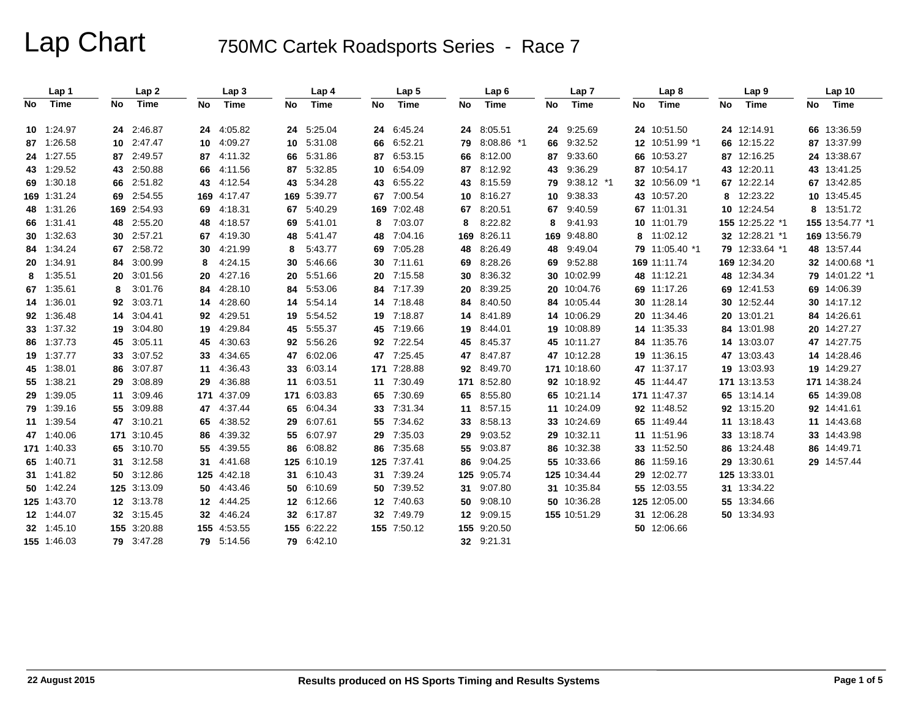# Lap Chart

## 750MC Cartek Roadsports Series - Race 7

| Lap 1 | | Lap 2 | | Lap 3 | | Lap 4 | | Lap 5 | | Lap 6 | | Lap 7 | | Lap 8 | | Lap 9 | | Lap 10 | |
|---|---|---|---|---|---|---|---|---|---|---|---|---|---|---|---|---|---|---|---|
| No | Time | No | Time | No | Time | No | Time | No | Time | No | Time | No | Time | No | Time | No | Time | No | Time |
| 10 | 1:24.97 | 24 | 2:46.87 | 24 | 4:05.82 | 24 | 5:25.04 | 24 | 6:45.24 | 24 | 8:05.51 | 24 | 9:25.69 | 24 | 10:51.50 | 24 | 12:14.91 | 66 | 13:36.59 |
| 87 | 1:26.58 | 10 | 2:47.47 | 10 | 4:09.27 | 10 | 5:31.08 | 66 | 6:52.21 | 79 | 8:08.86 *1 | 66 | 9:32.52 | 12 | 10:51.99 *1 | 66 | 12:15.22 | 87 | 13:37.99 |
| 24 | 1:27.55 | 87 | 2:49.57 | 87 | 4:11.32 | 66 | 5:31.86 | 87 | 6:53.15 | 66 | 8:12.00 | 87 | 9:33.60 | 66 | 10:53.27 | 87 | 12:16.25 | 24 | 13:38.67 |
| 43 | 1:29.52 | 43 | 2:50.88 | 66 | 4:11.56 | 87 | 5:32.85 | 10 | 6:54.09 | 87 | 8:12.92 | 43 | 9:36.29 | 87 | 10:54.17 | 43 | 12:20.11 | 43 | 13:41.25 |
| 69 | 1:30.18 | 66 | 2:51.82 | 43 | 4:12.54 | 43 | 5:34.28 | 43 | 6:55.22 | 43 | 8:15.59 | 79 | 9:38.12 *1 | 32 | 10:56.09 *1 | 67 | 12:22.14 | 67 | 13:42.85 |
| 169 | 1:31.24 | 69 | 2:54.55 | 169 | 4:17.47 | 169 | 5:39.77 | 67 | 7:00.54 | 10 | 8:16.27 | 10 | 9:38.33 | 43 | 10:57.20 | 8 | 12:23.22 | 10 | 13:45.45 |
| 48 | 1:31.26 | 169 | 2:54.93 | 69 | 4:18.31 | 67 | 5:40.29 | 169 | 7:02.48 | 67 | 8:20.51 | 67 | 9:40.59 | 67 | 11:01.31 | 10 | 12:24.54 | 8 | 13:51.72 |
| 66 | 1:31.41 | 48 | 2:55.20 | 48 | 4:18.57 | 69 | 5:41.01 | 8 | 7:03.07 | 8 | 8:22.82 | 8 | 9:41.93 | 10 | 11:01.79 | 155 | 12:25.22 *1 | 155 | 13:54.77 *1 |
| 30 | 1:32.63 | 30 | 2:57.21 | 67 | 4:19.30 | 48 | 5:41.47 | 48 | 7:04.16 | 169 | 8:26.11 | 169 | 9:48.80 | 8 | 11:02.12 | 32 | 12:28.21 *1 | 169 | 13:56.79 |
| 84 | 1:34.24 | 67 | 2:58.72 | 30 | 4:21.99 | 8 | 5:43.77 | 69 | 7:05.28 | 48 | 8:26.49 | 48 | 9:49.04 | 79 | 11:05.40 *1 | 79 | 12:33.64 *1 | 48 | 13:57.44 |
| 20 | 1:34.91 | 84 | 3:00.99 | 8 | 4:24.15 | 30 | 5:46.66 | 30 | 7:11.61 | 69 | 8:28.26 | 69 | 9:52.88 | 169 | 11:11.74 | 169 | 12:34.20 | 32 | 14:00.68 *1 |
| 8 | 1:35.51 | 20 | 3:01.56 | 20 | 4:27.16 | 20 | 5:51.66 | 20 | 7:15.58 | 30 | 8:36.32 | 30 | 10:02.99 | 48 | 11:12.21 | 48 | 12:34.34 | 79 | 14:01.22 *1 |
| 67 | 1:35.61 | 8 | 3:01.76 | 84 | 4:28.10 | 84 | 5:53.06 | 84 | 7:17.39 | 20 | 8:39.25 | 20 | 10:04.76 | 69 | 11:17.26 | 69 | 12:41.53 | 69 | 14:06.39 |
| 14 | 1:36.01 | 92 | 3:03.71 | 14 | 4:28.60 | 14 | 5:54.14 | 14 | 7:18.48 | 84 | 8:40.50 | 84 | 10:05.44 | 30 | 11:28.14 | 30 | 12:52.44 | 30 | 14:17.12 |
| 92 | 1:36.48 | 14 | 3:04.41 | 92 | 4:29.51 | 19 | 5:54.52 | 19 | 7:18.87 | 14 | 8:41.89 | 14 | 10:06.29 | 20 | 11:34.46 | 20 | 13:01.21 | 84 | 14:26.61 |
| 33 | 1:37.32 | 19 | 3:04.80 | 19 | 4:29.84 | 45 | 5:55.37 | 45 | 7:19.66 | 19 | 8:44.01 | 19 | 10:08.89 | 14 | 11:35.33 | 84 | 13:01.98 | 20 | 14:27.27 |
| 86 | 1:37.73 | 45 | 3:05.11 | 45 | 4:30.63 | 92 | 5:56.26 | 92 | 7:22.54 | 45 | 8:45.37 | 45 | 10:11.27 | 84 | 11:35.76 | 14 | 13:03.07 | 47 | 14:27.75 |
| 19 | 1:37.77 | 33 | 3:07.52 | 33 | 4:34.65 | 47 | 6:02.06 | 47 | 7:25.45 | 47 | 8:47.87 | 47 | 10:12.28 | 19 | 11:36.15 | 47 | 13:03.43 | 14 | 14:28.46 |
| 45 | 1:38.01 | 86 | 3:07.87 | 11 | 4:36.43 | 33 | 6:03.14 | 171 | 7:28.88 | 92 | 8:49.70 | 171 | 10:18.60 | 47 | 11:37.17 | 19 | 13:03.93 | 19 | 14:29.27 |
| 55 | 1:38.21 | 29 | 3:08.89 | 29 | 4:36.88 | 11 | 6:03.51 | 11 | 7:30.49 | 171 | 8:52.80 | 92 | 10:18.92 | 45 | 11:44.47 | 171 | 13:13.53 | 171 | 14:38.24 |
| 29 | 1:39.05 | 11 | 3:09.46 | 171 | 4:37.09 | 171 | 6:03.83 | 65 | 7:30.69 | 65 | 8:55.80 | 65 | 10:21.14 | 171 | 11:47.37 | 65 | 13:14.14 | 65 | 14:39.08 |
| 79 | 1:39.16 | 55 | 3:09.88 | 47 | 4:37.44 | 65 | 6:04.34 | 33 | 7:31.34 | 11 | 8:57.15 | 11 | 10:24.09 | 92 | 11:48.52 | 92 | 13:15.20 | 92 | 14:41.61 |
| 11 | 1:39.54 | 47 | 3:10.21 | 65 | 4:38.52 | 29 | 6:07.61 | 55 | 7:34.62 | 33 | 8:58.13 | 33 | 10:24.69 | 65 | 11:49.44 | 11 | 13:18.43 | 11 | 14:43.68 |
| 47 | 1:40.06 | 171 | 3:10.45 | 86 | 4:39.32 | 55 | 6:07.97 | 29 | 7:35.03 | 29 | 9:03.52 | 29 | 10:32.11 | 11 | 11:51.96 | 33 | 13:18.74 | 33 | 14:43.98 |
| 171 | 1:40.33 | 65 | 3:10.70 | 55 | 4:39.55 | 86 | 6:08.82 | 86 | 7:35.68 | 55 | 9:03.87 | 86 | 10:32.38 | 33 | 11:52.50 | 86 | 13:24.48 | 86 | 14:49.71 |
| 65 | 1:40.71 | 31 | 3:12.58 | 31 | 4:41.68 | 125 | 6:10.19 | 125 | 7:37.41 | 86 | 9:04.25 | 55 | 10:33.66 | 86 | 11:59.16 | 29 | 13:30.61 | 29 | 14:57.44 |
| 31 | 1:41.82 | 50 | 3:12.86 | 125 | 4:42.18 | 31 | 6:10.43 | 31 | 7:39.24 | 125 | 9:05.74 | 125 | 10:34.44 | 29 | 12:02.77 | 125 | 13:33.01 | | |
| 50 | 1:42.24 | 125 | 3:13.09 | 50 | 4:43.46 | 50 | 6:10.69 | 50 | 7:39.52 | 31 | 9:07.80 | 31 | 10:35.84 | 55 | 12:03.55 | 31 | 13:34.22 | | |
| 125 | 1:43.70 | 12 | 3:13.78 | 12 | 4:44.25 | 12 | 6:12.66 | 12 | 7:40.63 | 50 | 9:08.10 | 50 | 10:36.28 | 125 | 12:05.00 | 55 | 13:34.66 | | |
| 12 | 1:44.07 | 32 | 3:15.45 | 32 | 4:46.24 | 32 | 6:17.87 | 32 | 7:49.79 | 12 | 9:09.15 | 155 | 10:51.29 | 31 | 12:06.28 | 50 | 13:34.93 | | |
| 32 | 1:45.10 | 155 | 3:20.88 | 155 | 4:53.55 | 155 | 6:22.22 | 155 | 7:50.12 | 155 | 9:20.50 | | | 50 | 12:06.66 | | | | |
| 155 | 1:46.03 | 79 | 3:47.28 | 79 | 5:14.56 | 79 | 6:42.10 | | | 32 | 9:21.31 | | | | | | | | |

22 August 2015

Results produced on HS Sports Timing and Results Systems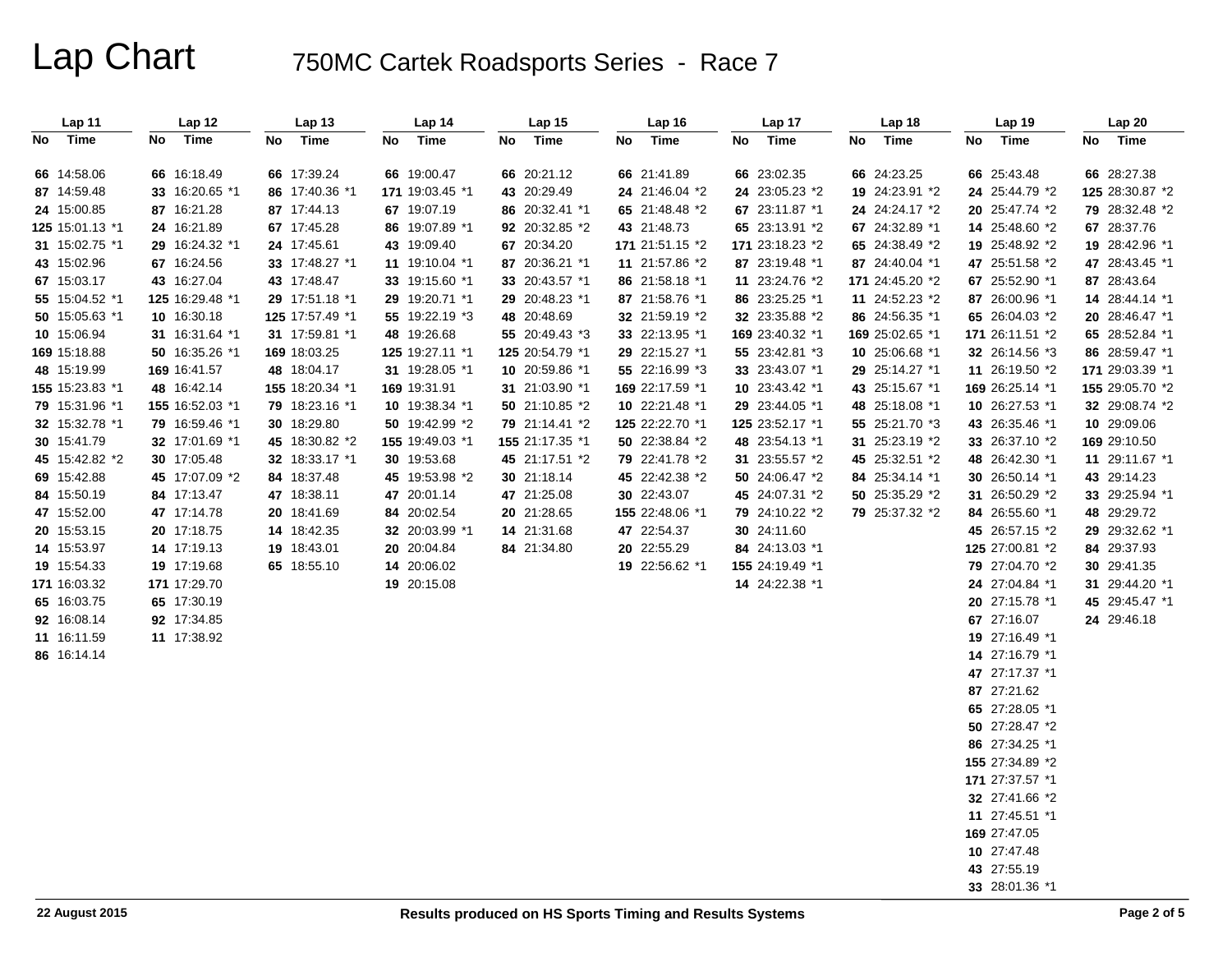# Lap Chart

## 750MC Cartek Roadsports Series - Race 7

| Lap 11 | | Lap 12 | | Lap 13 | | Lap 14 | | Lap 15 | | Lap 16 | | Lap 17 | | Lap 18 | | Lap 19 | | Lap 20 | |
|---|---|---|---|---|---|---|---|---|---|---|---|---|---|---|---|---|---|---|---|
| No | Time | No | Time | No | Time | No | Time | No | Time | No | Time | No | Time | No | Time | No | Time | No | Time |
| 66 | 14:58.06 | 66 | 16:18.49 | 66 | 17:39.24 | 66 | 19:00.47 | 66 | 20:21.12 | 66 | 21:41.89 | 66 | 23:02.35 | 66 | 24:23.25 | 66 | 25:43.48 | 66 | 28:27.38 |
| 87 | 14:59.48 | 33 | 16:20.65 *1 | 86 | 17:40.36 *1 | 171 | 19:03.45 *1 | 43 | 20:29.49 | 24 | 21:46.04 *2 | 24 | 23:05.23 *2 | 19 | 24:23.91 *2 | 24 | 25:44.79 *2 | 125 | 28:30.87 *2 |
| 24 | 15:00.85 | 87 | 16:21.28 | 87 | 17:44.13 | 67 | 19:07.19 | 86 | 20:32.41 *1 | 65 | 21:48.48 *2 | 67 | 23:11.87 *1 | 24 | 24:24.17 *2 | 20 | 25:47.74 *2 | 79 | 28:32.48 *2 |
| 125 | 15:01.13 *1 | 24 | 16:21.89 | 67 | 17:45.28 | 86 | 19:07.89 *1 | 92 | 20:32.85 *2 | 43 | 21:48.73 | 65 | 23:13.91 *2 | 67 | 24:32.89 *1 | 14 | 25:48.60 *2 | 67 | 28:37.76 |
| 31 | 15:02.75 *1 | 29 | 16:24.32 *1 | 24 | 17:45.61 | 43 | 19:09.40 | 67 | 20:34.20 | 171 | 21:51.15 *2 | 171 | 23:18.23 *2 | 65 | 24:38.49 *2 | 19 | 25:48.92 *2 | 19 | 28:42.96 *1 |
| 43 | 15:02.96 | 67 | 16:24.56 | 33 | 17:48.27 *1 | 11 | 19:10.04 *1 | 87 | 20:36.21 *1 | 11 | 21:57.86 *2 | 87 | 23:19.48 *1 | 87 | 24:40.04 *1 | 47 | 25:51.58 *2 | 47 | 28:43.45 *1 |
| 67 | 15:03.17 | 43 | 16:27.04 | 43 | 17:48.47 | 33 | 19:15.60 *1 | 33 | 20:43.57 *1 | 86 | 21:58.18 *1 | 11 | 23:24.76 *2 | 171 | 24:45.20 *2 | 67 | 25:52.90 *1 | 87 | 28:43.64 |
| 55 | 15:04.52 *1 | 125 | 16:29.48 *1 | 29 | 17:51.18 *1 | 29 | 19:20.71 *1 | 29 | 20:48.23 *1 | 87 | 21:58.76 *1 | 86 | 23:25.25 *1 | 11 | 24:52.23 *2 | 87 | 26:00.96 *1 | 14 | 28:44.14 *1 |
| 50 | 15:05.63 *1 | 10 | 16:30.18 | 125 | 17:57.49 *1 | 55 | 19:22.19 *3 | 48 | 20:48.69 | 32 | 21:59.19 *2 | 32 | 23:35.88 *2 | 86 | 24:56.35 *1 | 65 | 26:04.03 *2 | 20 | 28:46.47 *1 |
| 10 | 15:06.94 | 31 | 16:31.64 *1 | 31 | 17:59.81 *1 | 48 | 19:26.68 | 55 | 20:49.43 *3 | 33 | 22:13.95 *1 | 169 | 23:40.32 *1 | 169 | 25:02.65 *1 | 171 | 26:11.51 *2 | 65 | 28:52.84 *1 |
| 169 | 15:18.88 | 50 | 16:35.26 *1 | 169 | 18:03.25 | 125 | 19:27.11 *1 | 125 | 20:54.79 *1 | 29 | 22:15.27 *1 | 55 | 23:42.81 *3 | 10 | 25:06.68 *1 | 32 | 26:14.56 *3 | 86 | 28:59.47 *1 |
| 48 | 15:19.99 | 169 | 16:41.57 | 48 | 18:04.17 | 31 | 19:28.05 *1 | 10 | 20:59.86 *1 | 55 | 22:16.99 *3 | 33 | 23:43.07 *1 | 29 | 25:14.27 *1 | 11 | 26:19.50 *2 | 171 | 29:03.39 *1 |
| 155 | 15:23.83 *1 | 48 | 16:42.14 | 155 | 18:20.34 *1 | 169 | 19:31.91 | 31 | 21:03.90 *1 | 169 | 22:17.59 *1 | 10 | 23:43.42 *1 | 43 | 25:15.67 *1 | 169 | 26:25.14 *1 | 155 | 29:05.70 *2 |
| 79 | 15:31.96 *1 | 155 | 16:52.03 *1 | 79 | 18:23.16 *1 | 10 | 19:38.34 *1 | 50 | 21:10.85 *2 | 10 | 22:21.48 *1 | 29 | 23:44.05 *1 | 48 | 25:18.08 *1 | 10 | 26:27.53 *1 | 32 | 29:08.74 *2 |
| 32 | 15:32.78 *1 | 79 | 16:59.46 *1 | 30 | 18:29.80 | 50 | 19:42.99 *2 | 79 | 21:14.41 *2 | 125 | 22:22.70 *1 | 125 | 23:52.17 *1 | 55 | 25:21.70 *3 | 43 | 26:35.46 *1 | 10 | 29:09.06 |
| 30 | 15:41.79 | 32 | 17:01.69 *1 | 45 | 18:30.82 *2 | 155 | 19:49.03 *1 | 155 | 21:17.35 *1 | 50 | 22:38.84 *2 | 48 | 23:54.13 *1 | 31 | 25:23.19 *2 | 33 | 26:37.10 *2 | 169 | 29:10.50 |
| 45 | 15:42.82 *2 | 30 | 17:05.48 | 32 | 18:33.17 *1 | 30 | 19:53.68 | 45 | 21:17.51 *2 | 79 | 22:41.78 *2 | 31 | 23:55.57 *2 | 45 | 25:32.51 *2 | 48 | 26:42.30 *1 | 11 | 29:11.67 *1 |
| 69 | 15:42.88 | 45 | 17:07.09 *2 | 84 | 18:37.48 | 45 | 19:53.98 *2 | 30 | 21:18.14 | 45 | 22:42.38 *2 | 50 | 24:06.47 *2 | 84 | 25:34.14 *1 | 30 | 26:50.14 *1 | 43 | 29:14.23 |
| 84 | 15:50.19 | 84 | 17:13.47 | 47 | 18:38.11 | 47 | 20:01.14 | 47 | 21:25.08 | 30 | 22:43.07 | 45 | 24:07.31 *2 | 50 | 25:35.29 *2 | 31 | 26:50.29 *2 | 33 | 29:25.94 *1 |
| 47 | 15:52.00 | 47 | 17:14.78 | 20 | 18:41.69 | 84 | 20:02.54 | 20 | 21:28.65 | 155 | 22:48.06 *1 | 79 | 24:10.22 *2 | 79 | 25:37.32 *2 | 84 | 26:55.60 *1 | 48 | 29:29.72 |
| 20 | 15:53.15 | 20 | 17:18.75 | 14 | 18:42.35 | 32 | 20:03.99 *1 | 14 | 21:31.68 | 47 | 22:54.37 | 30 | 24:11.60 | | | 45 | 26:57.15 *2 | 29 | 29:32.62 *1 |
| 14 | 15:53.97 | 14 | 17:19.13 | 19 | 18:43.01 | 20 | 20:04.84 | 84 | 21:34.80 | 20 | 22:55.29 | 84 | 24:13.03 *1 | | | 125 | 27:00.81 *2 | 84 | 29:37.93 |
| 19 | 15:54.33 | 19 | 17:19.68 | 65 | 18:55.10 | 14 | 20:06.02 | | | 19 | 22:56.62 *1 | 155 | 24:19.49 *1 | | | 79 | 27:04.70 *2 | 30 | 29:41.35 |
| 171 | 16:03.32 | 171 | 17:29.70 | | | 19 | 20:15.08 | | | | | 14 | 24:22.38 *1 | | | 24 | 27:04.84 *1 | 31 | 29:44.20 *1 |
| 65 | 16:03.75 | 65 | 17:30.19 | | | | | | | | | | | | | 20 | 27:15.78 *1 | 45 | 29:45.47 *1 |
| 92 | 16:08.14 | 92 | 17:34.85 | | | | | | | | | | | | | 67 | 27:16.07 | 24 | 29:46.18 |
| 11 | 16:11.59 | 11 | 17:38.92 | | | | | | | | | | | | | 19 | 27:16.49 *1 | | |
| 86 | 16:14.14 | | | | | | | | | | | | | | | 14 | 27:16.79 *1 | | |
| | | | | | | | | | | | | | | | | 47 | 27:17.37 *1 | | |
| | | | | | | | | | | | | | | | | 87 | 27:21.62 | | |
| | | | | | | | | | | | | | | | | 65 | 27:28.05 *1 | | |
| | | | | | | | | | | | | | | | | 50 | 27:28.47 *2 | | |
| | | | | | | | | | | | | | | | | 86 | 27:34.25 *1 | | |
| | | | | | | | | | | | | | | | | 155 | 27:34.89 *2 | | |
| | | | | | | | | | | | | | | | | 171 | 27:37.57 *1 | | |
| | | | | | | | | | | | | | | | | 32 | 27:41.66 *2 | | |
| | | | | | | | | | | | | | | | | 11 | 27:45.51 *1 | | |
| | | | | | | | | | | | | | | | | 169 | 27:47.05 | | |
| | | | | | | | | | | | | | | | | 10 | 27:47.48 | | |
| | | | | | | | | | | | | | | | | 43 | 27:55.19 | | |
| | | | | | | | | | | | | | | | | 33 | 28:01.36 *1 | | |

22 August 2015

Results produced on HS Sports Timing and Results Systems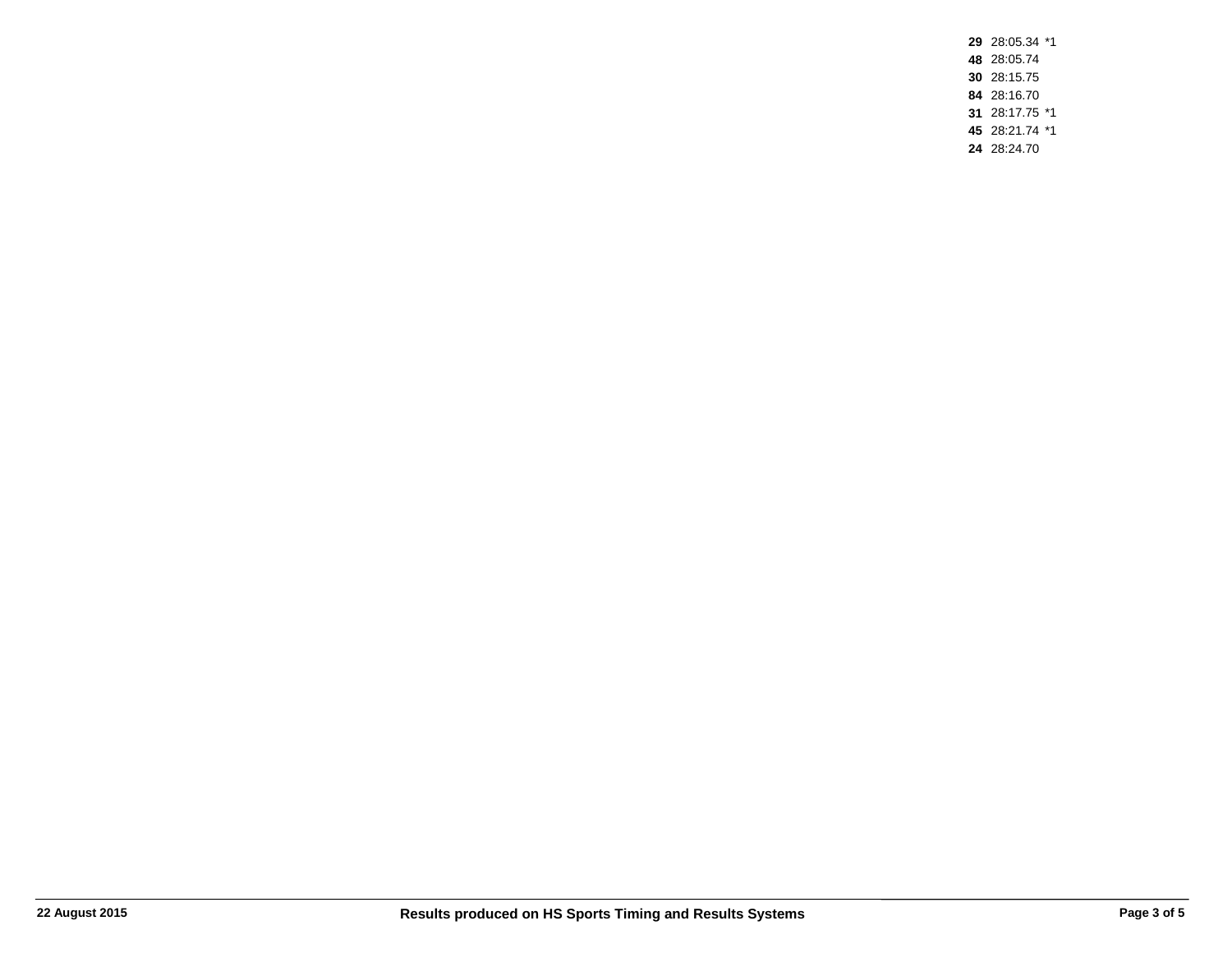**29** 28:05.34 *1
**48** 28:05.74
**30** 28:15.75
**84** 28:16.70
**31** 28:17.75 *1
**45** 28:21.74 *1
**24** 28:24.70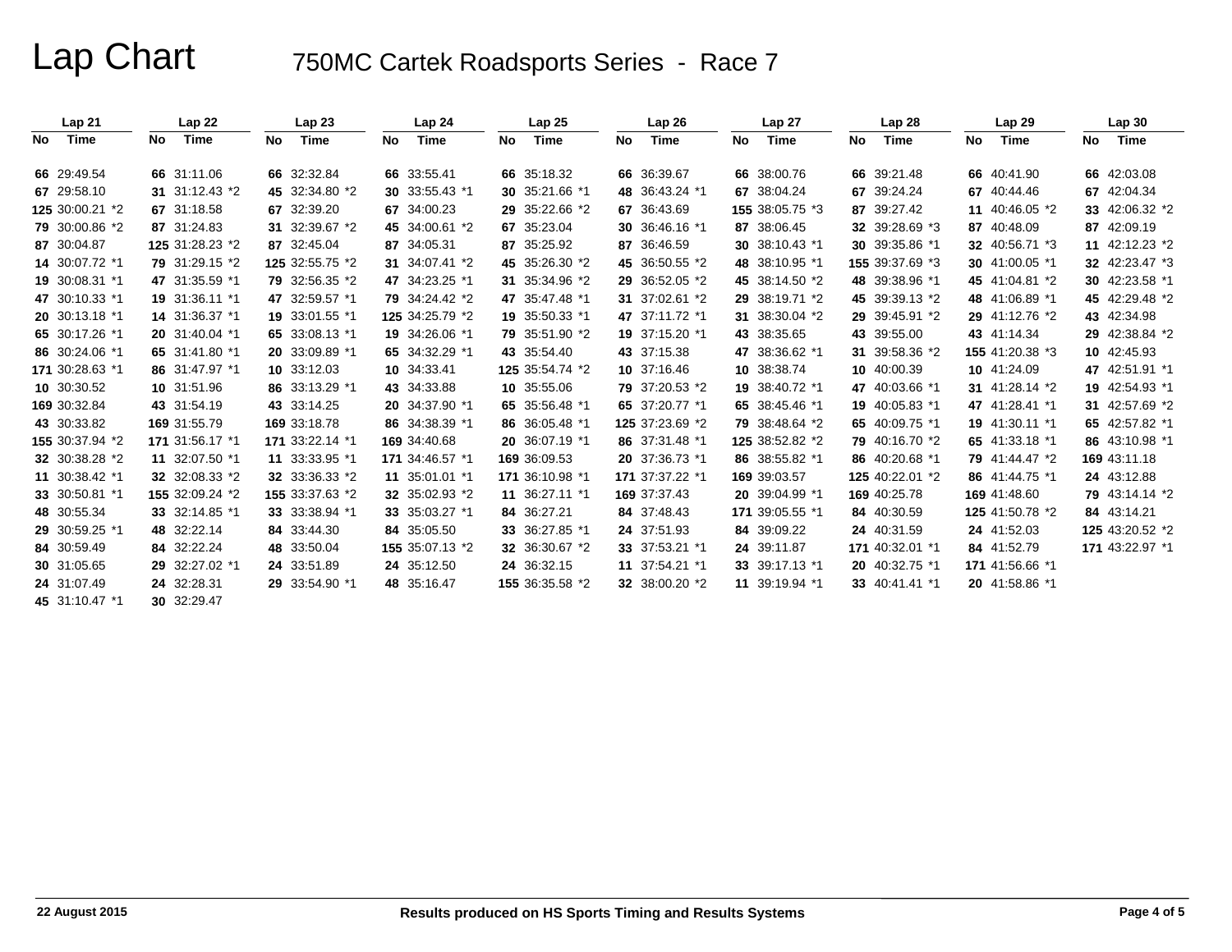# Lap Chart

## 750MC Cartek Roadsports Series - Race 7

| Lap 21 | | Lap 22 | | Lap 23 | | Lap 24 | | Lap 25 | | Lap 26 | | Lap 27 | | Lap 28 | | Lap 29 | | Lap 30 | |
|---|---|---|---|---|---|---|---|---|---|---|---|---|---|---|---|---|---|---|---|
| No | Time | No | Time | No | Time | No | Time | No | Time | No | Time | No | Time | No | Time | No | Time | No | Time |
| 66 | 29:49.54 | 66 | 31:11.06 | 66 | 32:32.84 | 66 | 33:55.41 | 66 | 35:18.32 | 66 | 36:39.67 | 66 | 38:00.76 | 66 | 39:21.48 | 66 | 40:41.90 | 66 | 42:03.08 |
| 67 | 29:58.10 | 31 | 31:12.43 *2 | 45 | 32:34.80 *2 | 30 | 33:55.43 *1 | 30 | 35:21.66 *1 | 48 | 36:43.24 *1 | 67 | 38:04.24 | 67 | 39:24.24 | 67 | 40:44.46 | 67 | 42:04.34 |
| 125 | 30:00.21 *2 | 67 | 31:18.58 | 67 | 32:39.20 | 67 | 34:00.23 | 29 | 35:22.66 *2 | 67 | 36:43.69 | 155 | 38:05.75 *3 | 87 | 39:27.42 | 11 | 40:46.05 *2 | 33 | 42:06.32 *2 |
| 79 | 30:00.86 *2 | 87 | 31:24.83 | 31 | 32:39.67 *2 | 45 | 34:00.61 *2 | 67 | 35:23.04 | 30 | 36:46.16 *1 | 87 | 38:06.45 | 32 | 39:28.69 *3 | 87 | 40:48.09 | 87 | 42:09.19 |
| 87 | 30:04.87 | 125 | 31:28.23 *2 | 87 | 32:45.04 | 87 | 34:05.31 | 87 | 35:25.92 | 87 | 36:46.59 | 30 | 38:10.43 *1 | 30 | 39:35.86 *1 | 32 | 40:56.71 *3 | 11 | 42:12.23 *2 |
| 14 | 30:07.72 *1 | 79 | 31:29.15 *2 | 125 | 32:55.75 *2 | 31 | 34:07.41 *2 | 45 | 35:26.30 *2 | 45 | 36:50.55 *2 | 48 | 38:10.95 *1 | 155 | 39:37.69 *3 | 30 | 41:00.05 *1 | 32 | 42:23.47 *3 |
| 19 | 30:08.31 *1 | 47 | 31:35.59 *1 | 79 | 32:56.35 *2 | 47 | 34:23.25 *1 | 31 | 35:34.96 *2 | 29 | 36:52.05 *2 | 45 | 38:14.50 *2 | 48 | 39:38.96 *1 | 45 | 41:04.81 *2 | 30 | 42:23.58 *1 |
| 47 | 30:10.33 *1 | 19 | 31:36.11 *1 | 47 | 32:59.57 *1 | 79 | 34:24.42 *2 | 47 | 35:47.48 *1 | 31 | 37:02.61 *2 | 29 | 38:19.71 *2 | 45 | 39:39.13 *2 | 48 | 41:06.89 *1 | 45 | 42:29.48 *2 |
| 20 | 30:13.18 *1 | 14 | 31:36.37 *1 | 19 | 33:01.55 *1 | 125 | 34:25.79 *2 | 19 | 35:50.33 *1 | 47 | 37:11.72 *1 | 31 | 38:30.04 *2 | 29 | 39:45.91 *2 | 29 | 41:12.76 *2 | 43 | 42:34.98 |
| 65 | 30:17.26 *1 | 20 | 31:40.04 *1 | 65 | 33:08.13 *1 | 19 | 34:26.06 *1 | 79 | 35:51.90 *2 | 19 | 37:15.20 *1 | 43 | 38:35.65 | 43 | 39:55.00 | 43 | 41:14.34 | 29 | 42:38.84 *2 |
| 86 | 30:24.06 *1 | 65 | 31:41.80 *1 | 20 | 33:09.89 *1 | 65 | 34:32.29 *1 | 43 | 35:54.40 | 43 | 37:15.38 | 47 | 38:36.62 *1 | 31 | 39:58.36 *2 | 155 | 41:20.38 *3 | 10 | 42:45.93 |
| 171 | 30:28.63 *1 | 86 | 31:47.97 *1 | 10 | 33:12.03 | 10 | 34:33.41 | 125 | 35:54.74 *2 | 10 | 37:16.46 | 10 | 38:38.74 | 10 | 40:00.39 | 10 | 41:24.09 | 47 | 42:51.91 *1 |
| 10 | 30:30.52 | 10 | 31:51.96 | 86 | 33:13.29 *1 | 43 | 34:33.88 | 10 | 35:55.06 | 79 | 37:20.53 *2 | 19 | 38:40.72 *1 | 47 | 40:03.66 *1 | 31 | 41:28.14 *2 | 19 | 42:54.93 *1 |
| 169 | 30:32.84 | 43 | 31:54.19 | 43 | 33:14.25 | 20 | 34:37.90 *1 | 65 | 35:56.48 *1 | 65 | 37:20.77 *1 | 65 | 38:45.46 *1 | 19 | 40:05.83 *1 | 47 | 41:28.41 *1 | 31 | 42:57.69 *2 |
| 43 | 30:33.82 | 169 | 31:55.79 | 169 | 33:18.78 | 86 | 34:38.39 *1 | 86 | 36:05.48 *1 | 125 | 37:23.69 *2 | 79 | 38:48.64 *2 | 65 | 40:09.75 *1 | 19 | 41:30.11 *1 | 65 | 42:57.82 *1 |
| 155 | 30:37.94 *2 | 171 | 31:56.17 *1 | 171 | 33:22.14 *1 | 169 | 34:40.68 | 20 | 36:07.19 *1 | 86 | 37:31.48 *1 | 125 | 38:52.82 *2 | 79 | 40:16.70 *2 | 65 | 41:33.18 *1 | 86 | 43:10.98 *1 |
| 32 | 30:38.28 *2 | 11 | 32:07.50 *1 | 11 | 33:33.95 *1 | 171 | 34:46.57 *1 | 169 | 36:09.53 | 20 | 37:36.73 *1 | 86 | 38:55.82 *1 | 86 | 40:20.68 *1 | 79 | 41:44.47 *2 | 169 | 43:11.18 |
| 11 | 30:38.42 *1 | 32 | 32:08.33 *2 | 32 | 33:36.33 *2 | 11 | 35:01.01 *1 | 171 | 36:10.98 *1 | 171 | 37:37.22 *1 | 169 | 39:03.57 | 125 | 40:22.01 *2 | 86 | 41:44.75 *1 | 24 | 43:12.88 |
| 33 | 30:50.81 *1 | 155 | 32:09.24 *2 | 155 | 33:37.63 *2 | 32 | 35:02.93 *2 | 11 | 36:27.11 *1 | 169 | 37:37.43 | 20 | 39:04.99 *1 | 169 | 40:25.78 | 169 | 41:48.60 | 79 | 43:14.14 *2 |
| 48 | 30:55.34 | 33 | 32:14.85 *1 | 33 | 33:38.94 *1 | 33 | 35:03.27 *1 | 84 | 36:27.21 | 84 | 37:48.43 | 171 | 39:05.55 *1 | 84 | 40:30.59 | 125 | 41:50.78 *2 | 84 | 43:14.21 |
| 29 | 30:59.25 *1 | 48 | 32:22.14 | 84 | 33:44.30 | 84 | 35:05.50 | 33 | 36:27.85 *1 | 24 | 37:51.93 | 84 | 39:09.22 | 24 | 40:31.59 | 24 | 41:52.03 | 125 | 43:20.52 *2 |
| 84 | 30:59.49 | 84 | 32:22.24 | 48 | 33:50.04 | 155 | 35:07.13 *2 | 32 | 36:30.67 *2 | 33 | 37:53.21 *1 | 24 | 39:11.87 | 171 | 40:32.01 *1 | 84 | 41:52.79 | 171 | 43:22.97 *1 |
| 30 | 31:05.65 | 29 | 32:27.02 *1 | 24 | 33:51.89 | 24 | 35:12.50 | 24 | 36:32.15 | 11 | 37:54.21 *1 | 33 | 39:17.13 *1 | 20 | 40:32.75 *1 | 171 | 41:56.66 *1 | | |
| 24 | 31:07.49 | 24 | 32:28.31 | 29 | 33:54.90 *1 | 48 | 35:16.47 | 155 | 36:35.58 *2 | 32 | 38:00.20 *2 | 11 | 39:19.94 *1 | 33 | 40:41.41 *1 | 20 | 41:58.86 *1 | | |
| 45 | 31:10.47 *1 | 30 | 32:29.47 | | | | | | | | | | | | | | | | |

22 August 2015 — Results produced on HS Sports Timing and Results Systems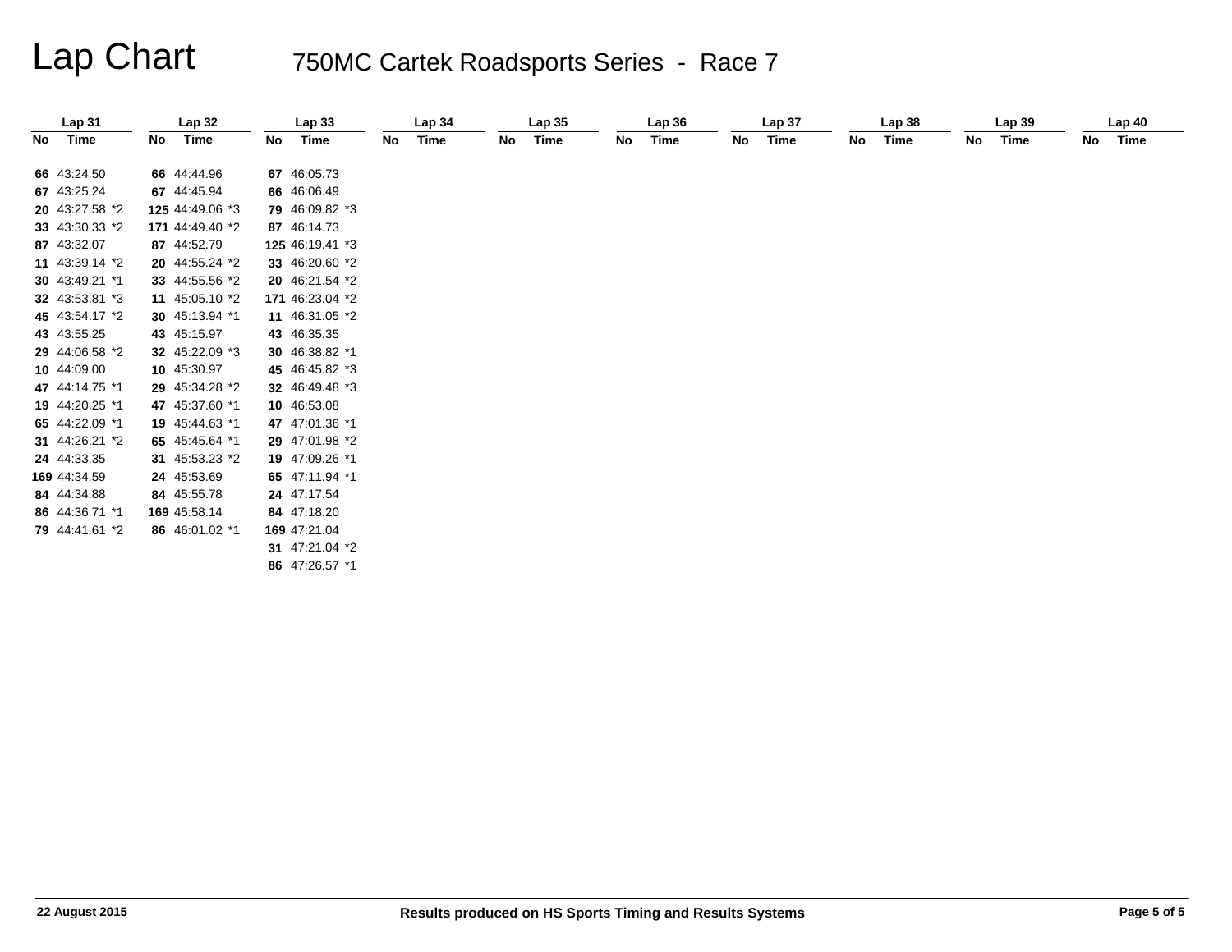# Lap Chart

## 750MC Cartek Roadsports Series - Race 7

| Lap 31 | | Lap 32 | | Lap 33 | | Lap 34 | | Lap 35 | | Lap 36 | | Lap 37 | | Lap 38 | | Lap 39 | | Lap 40 | |
|---|---|---|---|---|---|---|---|---|---|---|---|---|---|---|---|---|---|---|---|
| No | Time | No | Time | No | Time | No | Time | No | Time | No | Time | No | Time | No | Time | No | Time | No | Time |
| 66 | 43:24.50 | 66 | 44:44.96 | 67 | 46:05.73 | | | | | | | | | | | | | | |
| 67 | 43:25.24 | 67 | 44:45.94 | 66 | 46:06.49 | | | | | | | | | | | | | | |
| 20 | 43:27.58 *2 | 125 | 44:49.06 *3 | 79 | 46:09.82 *3 | | | | | | | | | | | | | | |
| 33 | 43:30.33 *2 | 171 | 44:49.40 *2 | 87 | 46:14.73 | | | | | | | | | | | | | | |
| 87 | 43:32.07 | 87 | 44:52.79 | 125 | 46:19.41 *3 | | | | | | | | | | | | | | |
| 11 | 43:39.14 *2 | 20 | 44:55.24 *2 | 33 | 46:20.60 *2 | | | | | | | | | | | | | | |
| 30 | 43:49.21 *1 | 33 | 44:55.56 *2 | 20 | 46:21.54 *2 | | | | | | | | | | | | | | |
| 32 | 43:53.81 *3 | 11 | 45:05.10 *2 | 171 | 46:23.04 *2 | | | | | | | | | | | | | | |
| 45 | 43:54.17 *2 | 30 | 45:13.94 *1 | 11 | 46:31.05 *2 | | | | | | | | | | | | | | |
| 43 | 43:55.25 | 43 | 45:15.97 | 43 | 46:35.35 | | | | | | | | | | | | | | |
| 29 | 44:06.58 *2 | 32 | 45:22.09 *3 | 30 | 46:38.82 *1 | | | | | | | | | | | | | | |
| 10 | 44:09.00 | 10 | 45:30.97 | 45 | 46:45.82 *3 | | | | | | | | | | | | | | |
| 47 | 44:14.75 *1 | 29 | 45:34.28 *2 | 32 | 46:49.48 *3 | | | | | | | | | | | | | | |
| 19 | 44:20.25 *1 | 47 | 45:37.60 *1 | 10 | 46:53.08 | | | | | | | | | | | | | | |
| 65 | 44:22.09 *1 | 19 | 45:44.63 *1 | 47 | 47:01.36 *1 | | | | | | | | | | | | | | |
| 31 | 44:26.21 *2 | 65 | 45:45.64 *1 | 29 | 47:01.98 *2 | | | | | | | | | | | | | | |
| 24 | 44:33.35 | 31 | 45:53.23 *2 | 19 | 47:09.26 *1 | | | | | | | | | | | | | | |
| 169 | 44:34.59 | 24 | 45:53.69 | 65 | 47:11.94 *1 | | | | | | | | | | | | | | |
| 84 | 44:34.88 | 84 | 45:55.78 | 24 | 47:17.54 | | | | | | | | | | | | | | |
| 86 | 44:36.71 *1 | 169 | 45:58.14 | 84 | 47:18.20 | | | | | | | | | | | | | | |
| 79 | 44:41.61 *2 | 86 | 46:01.02 *1 | 169 | 47:21.04 | | | | | | | | | | | | | | |
| | | | | 31 | 47:21.04 *2 | | | | | | | | | | | | | | |
| | | | | 86 | 47:26.57 *1 | | | | | | | | | | | | | | |

22 August 2015

Results produced on HS Sports Timing and Results Systems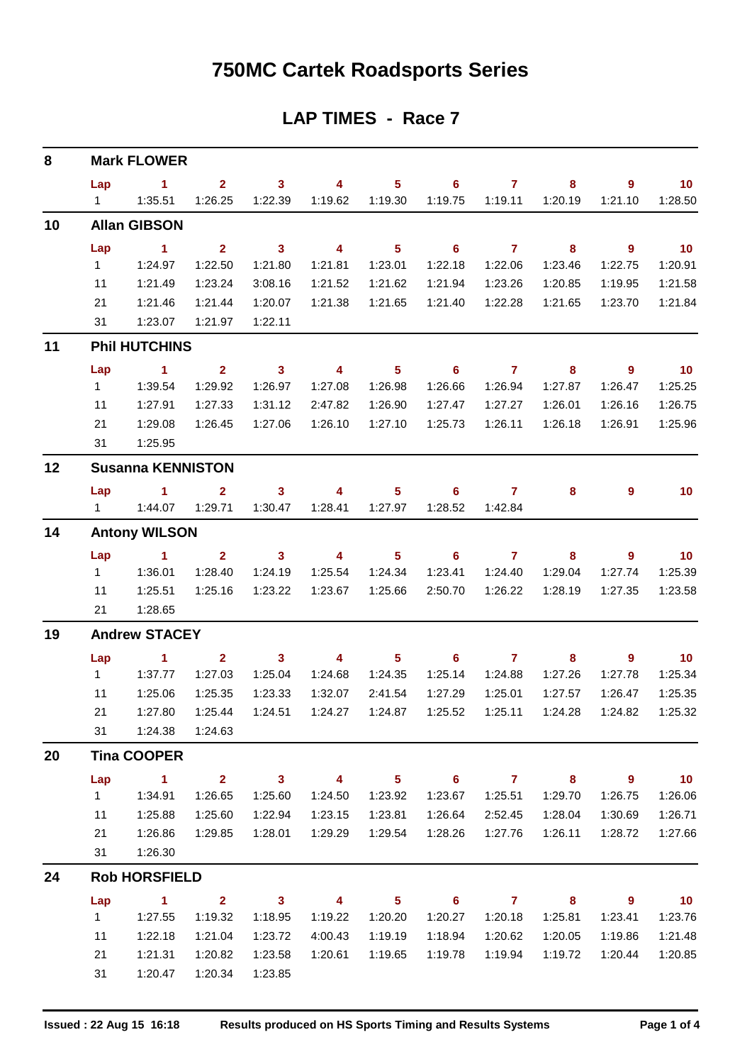# 750MC Cartek Roadsports Series

## LAP TIMES - Race 7

### 8 Mark FLOWER

| Lap | 1 | 2 | 3 | 4 | 5 | 6 | 7 | 8 | 9 | 10 |
|---|---|---|---|---|---|---|---|---|---|---|
| 1 | 1:35.51 | 1:26.25 | 1:22.39 | 1:19.62 | 1:19.30 | 1:19.75 | 1:19.11 | 1:20.19 | 1:21.10 | 1:28.50 |

### 10 Allan GIBSON

| Lap | 1 | 2 | 3 | 4 | 5 | 6 | 7 | 8 | 9 | 10 |
|---|---|---|---|---|---|---|---|---|---|---|
| 1 | 1:24.97 | 1:22.50 | 1:21.80 | 1:21.81 | 1:23.01 | 1:22.18 | 1:22.06 | 1:23.46 | 1:22.75 | 1:20.91 |
| 11 | 1:21.49 | 1:23.24 | 3:08.16 | 1:21.52 | 1:21.62 | 1:21.94 | 1:23.26 | 1:20.85 | 1:19.95 | 1:21.58 |
| 21 | 1:21.46 | 1:21.44 | 1:20.07 | 1:21.38 | 1:21.65 | 1:21.40 | 1:22.28 | 1:21.65 | 1:23.70 | 1:21.84 |
| 31 | 1:23.07 | 1:21.97 | 1:22.11 | | | | | | | |

### 11 Phil HUTCHINS

| Lap | 1 | 2 | 3 | 4 | 5 | 6 | 7 | 8 | 9 | 10 |
|---|---|---|---|---|---|---|---|---|---|---|
| 1 | 1:39.54 | 1:29.92 | 1:26.97 | 1:27.08 | 1:26.98 | 1:26.66 | 1:26.94 | 1:27.87 | 1:26.47 | 1:25.25 |
| 11 | 1:27.91 | 1:27.33 | 1:31.12 | 2:47.82 | 1:26.90 | 1:27.47 | 1:27.27 | 1:26.01 | 1:26.16 | 1:26.75 |
| 21 | 1:29.08 | 1:26.45 | 1:27.06 | 1:26.10 | 1:27.10 | 1:25.73 | 1:26.11 | 1:26.18 | 1:26.91 | 1:25.96 |
| 31 | 1:25.95 | | | | | | | | | |

### 12 Susanna KENNISTON

| Lap | 1 | 2 | 3 | 4 | 5 | 6 | 7 | 8 | 9 | 10 |
|---|---|---|---|---|---|---|---|---|---|---|
| 1 | 1:44.07 | 1:29.71 | 1:30.47 | 1:28.41 | 1:27.97 | 1:28.52 | 1:42.84 | | | |

### 14 Antony WILSON

| Lap | 1 | 2 | 3 | 4 | 5 | 6 | 7 | 8 | 9 | 10 |
|---|---|---|---|---|---|---|---|---|---|---|
| 1 | 1:36.01 | 1:28.40 | 1:24.19 | 1:25.54 | 1:24.34 | 1:23.41 | 1:24.40 | 1:29.04 | 1:27.74 | 1:25.39 |
| 11 | 1:25.51 | 1:25.16 | 1:23.22 | 1:23.67 | 1:25.66 | 2:50.70 | 1:26.22 | 1:28.19 | 1:27.35 | 1:23.58 |
| 21 | 1:28.65 | | | | | | | | | |

### 19 Andrew STACEY

| Lap | 1 | 2 | 3 | 4 | 5 | 6 | 7 | 8 | 9 | 10 |
|---|---|---|---|---|---|---|---|---|---|---|
| 1 | 1:37.77 | 1:27.03 | 1:25.04 | 1:24.68 | 1:24.35 | 1:25.14 | 1:24.88 | 1:27.26 | 1:27.78 | 1:25.34 |
| 11 | 1:25.06 | 1:25.35 | 1:23.33 | 1:32.07 | 2:41.54 | 1:27.29 | 1:25.01 | 1:27.57 | 1:26.47 | 1:25.35 |
| 21 | 1:27.80 | 1:25.44 | 1:24.51 | 1:24.27 | 1:24.87 | 1:25.52 | 1:25.11 | 1:24.28 | 1:24.82 | 1:25.32 |
| 31 | 1:24.38 | 1:24.63 | | | | | | | | |

### 20 Tina COOPER

| Lap | 1 | 2 | 3 | 4 | 5 | 6 | 7 | 8 | 9 | 10 |
|---|---|---|---|---|---|---|---|---|---|---|
| 1 | 1:34.91 | 1:26.65 | 1:25.60 | 1:24.50 | 1:23.92 | 1:23.67 | 1:25.51 | 1:29.70 | 1:26.75 | 1:26.06 |
| 11 | 1:25.88 | 1:25.60 | 1:22.94 | 1:23.15 | 1:23.81 | 1:26.64 | 2:52.45 | 1:28.04 | 1:30.69 | 1:26.71 |
| 21 | 1:26.86 | 1:29.85 | 1:28.01 | 1:29.29 | 1:29.54 | 1:28.26 | 1:27.76 | 1:26.11 | 1:28.72 | 1:27.66 |
| 31 | 1:26.30 | | | | | | | | | |

### 24 Rob HORSFIELD

| Lap | 1 | 2 | 3 | 4 | 5 | 6 | 7 | 8 | 9 | 10 |
|---|---|---|---|---|---|---|---|---|---|---|
| 1 | 1:27.55 | 1:19.32 | 1:18.95 | 1:19.22 | 1:20.20 | 1:20.27 | 1:20.18 | 1:25.81 | 1:23.41 | 1:23.76 |
| 11 | 1:22.18 | 1:21.04 | 1:23.72 | 4:00.43 | 1:19.19 | 1:18.94 | 1:20.62 | 1:20.05 | 1:19.86 | 1:21.48 |
| 21 | 1:21.31 | 1:20.82 | 1:23.58 | 1:20.61 | 1:19.65 | 1:19.78 | 1:19.94 | 1:19.72 | 1:20.44 | 1:20.85 |
| 31 | 1:20.47 | 1:20.34 | 1:23.85 | | | | | | | |

Issued : 22 Aug 15 16:18 — Results produced on HS Sports Timing and Results Systems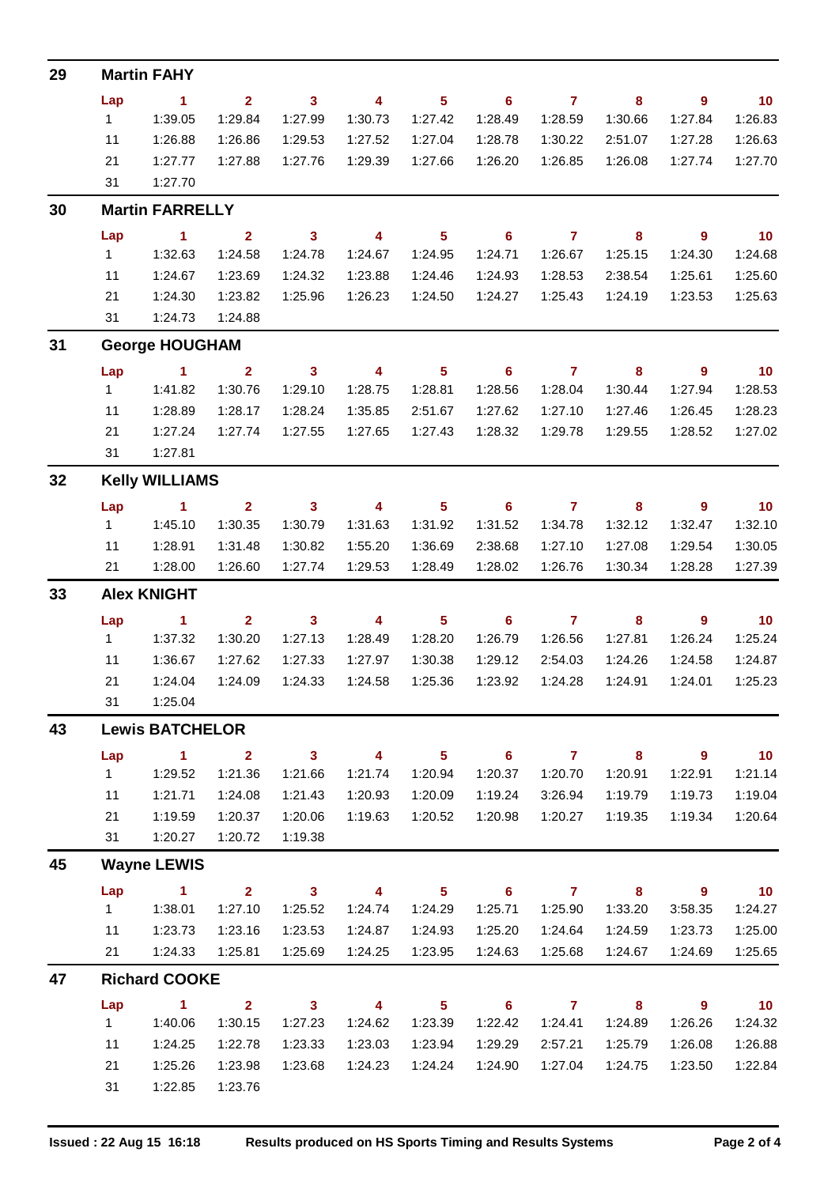## 29 Martin FAHY

| Lap | 1 | 2 | 3 | 4 | 5 | 6 | 7 | 8 | 9 | 10 |
|---|---|---|---|---|---|---|---|---|---|---|
| 1 | 1:39.05 | 1:29.84 | 1:27.99 | 1:30.73 | 1:27.42 | 1:28.49 | 1:28.59 | 1:30.66 | 1:27.84 | 1:26.83 |
| 11 | 1:26.88 | 1:26.86 | 1:29.53 | 1:27.52 | 1:27.04 | 1:28.78 | 1:30.22 | 2:51.07 | 1:27.28 | 1:26.63 |
| 21 | 1:27.77 | 1:27.88 | 1:27.76 | 1:29.39 | 1:27.66 | 1:26.20 | 1:26.85 | 1:26.08 | 1:27.74 | 1:27.70 |
| 31 | 1:27.70 | | | | | | | | | |

## 30 Martin FARRELLY

| Lap | 1 | 2 | 3 | 4 | 5 | 6 | 7 | 8 | 9 | 10 |
|---|---|---|---|---|---|---|---|---|---|---|
| 1 | 1:32.63 | 1:24.58 | 1:24.78 | 1:24.67 | 1:24.95 | 1:24.71 | 1:26.67 | 1:25.15 | 1:24.30 | 1:24.68 |
| 11 | 1:24.67 | 1:23.69 | 1:24.32 | 1:23.88 | 1:24.46 | 1:24.93 | 1:28.53 | 2:38.54 | 1:25.61 | 1:25.60 |
| 21 | 1:24.30 | 1:23.82 | 1:25.96 | 1:26.23 | 1:24.50 | 1:24.27 | 1:25.43 | 1:24.19 | 1:23.53 | 1:25.63 |
| 31 | 1:24.73 | 1:24.88 | | | | | | | | |

## 31 George HOUGHAM

| Lap | 1 | 2 | 3 | 4 | 5 | 6 | 7 | 8 | 9 | 10 |
|---|---|---|---|---|---|---|---|---|---|---|
| 1 | 1:41.82 | 1:30.76 | 1:29.10 | 1:28.75 | 1:28.81 | 1:28.56 | 1:28.04 | 1:30.44 | 1:27.94 | 1:28.53 |
| 11 | 1:28.89 | 1:28.17 | 1:28.24 | 1:35.85 | 2:51.67 | 1:27.62 | 1:27.10 | 1:27.46 | 1:26.45 | 1:28.23 |
| 21 | 1:27.24 | 1:27.74 | 1:27.55 | 1:27.65 | 1:27.43 | 1:28.32 | 1:29.78 | 1:29.55 | 1:28.52 | 1:27.02 |
| 31 | 1:27.81 | | | | | | | | | |

## 32 Kelly WILLIAMS

| Lap | 1 | 2 | 3 | 4 | 5 | 6 | 7 | 8 | 9 | 10 |
|---|---|---|---|---|---|---|---|---|---|---|
| 1 | 1:45.10 | 1:30.35 | 1:30.79 | 1:31.63 | 1:31.92 | 1:31.52 | 1:34.78 | 1:32.12 | 1:32.47 | 1:32.10 |
| 11 | 1:28.91 | 1:31.48 | 1:30.82 | 1:55.20 | 1:36.69 | 2:38.68 | 1:27.10 | 1:27.08 | 1:29.54 | 1:30.05 |
| 21 | 1:28.00 | 1:26.60 | 1:27.74 | 1:29.53 | 1:28.49 | 1:28.02 | 1:26.76 | 1:30.34 | 1:28.28 | 1:27.39 |

## 33 Alex KNIGHT

| Lap | 1 | 2 | 3 | 4 | 5 | 6 | 7 | 8 | 9 | 10 |
|---|---|---|---|---|---|---|---|---|---|---|
| 1 | 1:37.32 | 1:30.20 | 1:27.13 | 1:28.49 | 1:28.20 | 1:26.79 | 1:26.56 | 1:27.81 | 1:26.24 | 1:25.24 |
| 11 | 1:36.67 | 1:27.62 | 1:27.33 | 1:27.97 | 1:30.38 | 1:29.12 | 2:54.03 | 1:24.26 | 1:24.58 | 1:24.87 |
| 21 | 1:24.04 | 1:24.09 | 1:24.33 | 1:24.58 | 1:25.36 | 1:23.92 | 1:24.28 | 1:24.91 | 1:24.01 | 1:25.23 |
| 31 | 1:25.04 | | | | | | | | | |

## 43 Lewis BATCHELOR

| Lap | 1 | 2 | 3 | 4 | 5 | 6 | 7 | 8 | 9 | 10 |
|---|---|---|---|---|---|---|---|---|---|---|
| 1 | 1:29.52 | 1:21.36 | 1:21.66 | 1:21.74 | 1:20.94 | 1:20.37 | 1:20.70 | 1:20.91 | 1:22.91 | 1:21.14 |
| 11 | 1:21.71 | 1:24.08 | 1:21.43 | 1:20.93 | 1:20.09 | 1:19.24 | 3:26.94 | 1:19.79 | 1:19.73 | 1:19.04 |
| 21 | 1:19.59 | 1:20.37 | 1:20.06 | 1:19.63 | 1:20.52 | 1:20.98 | 1:20.27 | 1:19.35 | 1:19.34 | 1:20.64 |
| 31 | 1:20.27 | 1:20.72 | 1:19.38 | | | | | | | |

## 45 Wayne LEWIS

| Lap | 1 | 2 | 3 | 4 | 5 | 6 | 7 | 8 | 9 | 10 |
|---|---|---|---|---|---|---|---|---|---|---|
| 1 | 1:38.01 | 1:27.10 | 1:25.52 | 1:24.74 | 1:24.29 | 1:25.71 | 1:25.90 | 1:33.20 | 3:58.35 | 1:24.27 |
| 11 | 1:23.73 | 1:23.16 | 1:23.53 | 1:24.87 | 1:24.93 | 1:25.20 | 1:24.64 | 1:24.59 | 1:23.73 | 1:25.00 |
| 21 | 1:24.33 | 1:25.81 | 1:25.69 | 1:24.25 | 1:23.95 | 1:24.63 | 1:25.68 | 1:24.67 | 1:24.69 | 1:25.65 |

## 47 Richard COOKE

| Lap | 1 | 2 | 3 | 4 | 5 | 6 | 7 | 8 | 9 | 10 |
|---|---|---|---|---|---|---|---|---|---|---|
| 1 | 1:40.06 | 1:30.15 | 1:27.23 | 1:24.62 | 1:23.39 | 1:22.42 | 1:24.41 | 1:24.89 | 1:26.26 | 1:24.32 |
| 11 | 1:24.25 | 1:22.78 | 1:23.33 | 1:23.03 | 1:23.94 | 1:29.29 | 2:57.21 | 1:25.79 | 1:26.08 | 1:26.88 |
| 21 | 1:25.26 | 1:23.98 | 1:23.68 | 1:24.23 | 1:24.24 | 1:24.90 | 1:27.04 | 1:24.75 | 1:23.50 | 1:22.84 |
| 31 | 1:22.85 | 1:23.76 | | | | | | | | |

**Issued : 22 Aug 15 16:18** **Results produced on HS Sports Timing and Results Systems**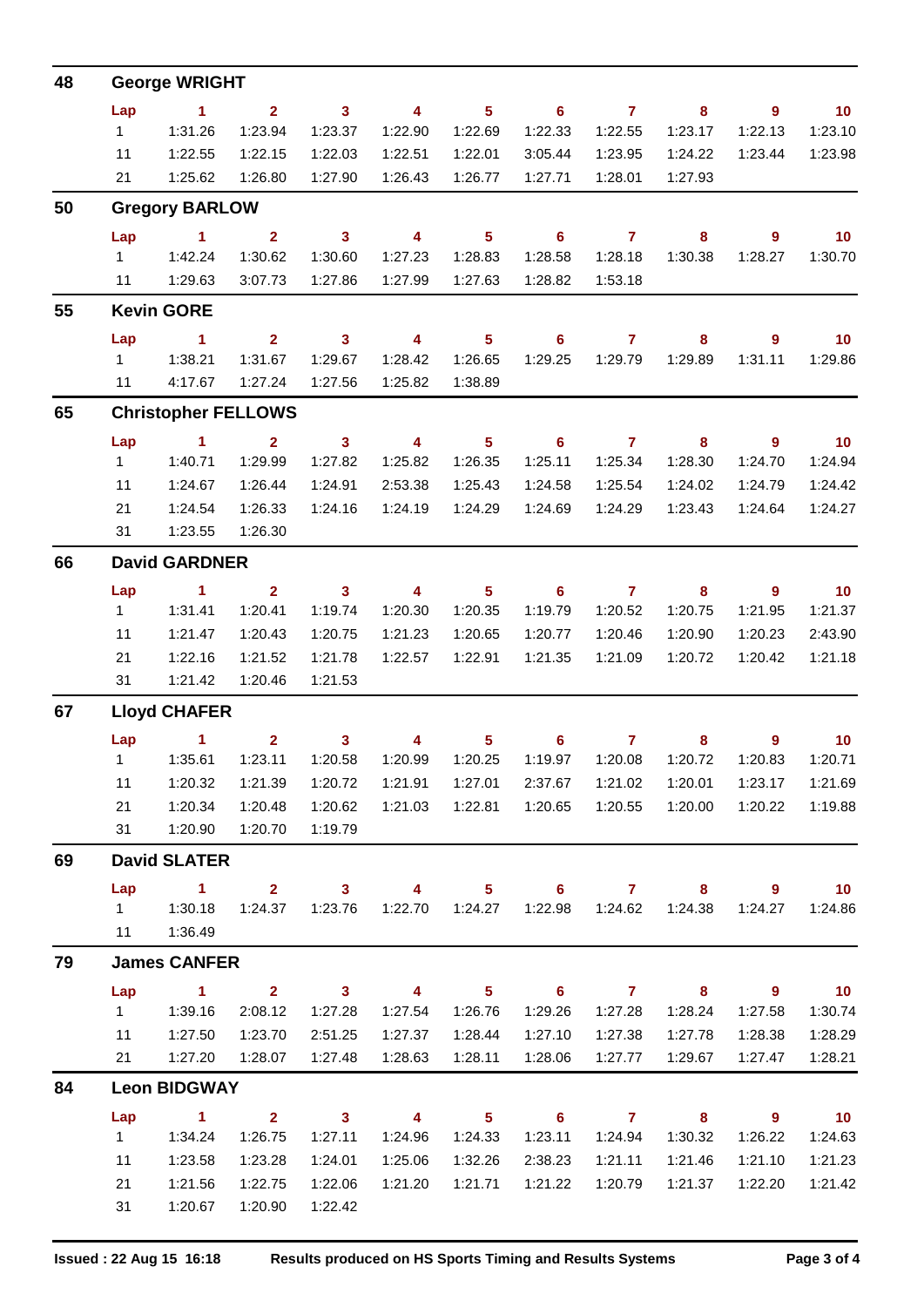## 48 George WRIGHT

| Lap | 1 | 2 | 3 | 4 | 5 | 6 | 7 | 8 | 9 | 10 |
|---|---|---|---|---|---|---|---|---|---|---|
| 1 | 1:31.26 | 1:23.94 | 1:23.37 | 1:22.90 | 1:22.69 | 1:22.33 | 1:22.55 | 1:23.17 | 1:22.13 | 1:23.10 |
| 11 | 1:22.55 | 1:22.15 | 1:22.03 | 1:22.51 | 1:22.01 | 3:05.44 | 1:23.95 | 1:24.22 | 1:23.44 | 1:23.98 |
| 21 | 1:25.62 | 1:26.80 | 1:27.90 | 1:26.43 | 1:26.77 | 1:27.71 | 1:28.01 | 1:27.93 | | |

## 50 Gregory BARLOW

| Lap | 1 | 2 | 3 | 4 | 5 | 6 | 7 | 8 | 9 | 10 |
|---|---|---|---|---|---|---|---|---|---|---|
| 1 | 1:42.24 | 1:30.62 | 1:30.60 | 1:27.23 | 1:28.83 | 1:28.58 | 1:28.18 | 1:30.38 | 1:28.27 | 1:30.70 |
| 11 | 1:29.63 | 3:07.73 | 1:27.86 | 1:27.99 | 1:27.63 | 1:28.82 | 1:53.18 | | | |

## 55 Kevin GORE

| Lap | 1 | 2 | 3 | 4 | 5 | 6 | 7 | 8 | 9 | 10 |
|---|---|---|---|---|---|---|---|---|---|---|
| 1 | 1:38.21 | 1:31.67 | 1:29.67 | 1:28.42 | 1:26.65 | 1:29.25 | 1:29.79 | 1:29.89 | 1:31.11 | 1:29.86 |
| 11 | 4:17.67 | 1:27.24 | 1:27.56 | 1:25.82 | 1:38.89 | | | | | |

## 65 Christopher FELLOWS

| Lap | 1 | 2 | 3 | 4 | 5 | 6 | 7 | 8 | 9 | 10 |
|---|---|---|---|---|---|---|---|---|---|---|
| 1 | 1:40.71 | 1:29.99 | 1:27.82 | 1:25.82 | 1:26.35 | 1:25.11 | 1:25.34 | 1:28.30 | 1:24.70 | 1:24.94 |
| 11 | 1:24.67 | 1:26.44 | 1:24.91 | 2:53.38 | 1:25.43 | 1:24.58 | 1:25.54 | 1:24.02 | 1:24.79 | 1:24.42 |
| 21 | 1:24.54 | 1:26.33 | 1:24.16 | 1:24.19 | 1:24.29 | 1:24.69 | 1:24.29 | 1:23.43 | 1:24.64 | 1:24.27 |
| 31 | 1:23.55 | 1:26.30 | | | | | | | | |

## 66 David GARDNER

| Lap | 1 | 2 | 3 | 4 | 5 | 6 | 7 | 8 | 9 | 10 |
|---|---|---|---|---|---|---|---|---|---|---|
| 1 | 1:31.41 | 1:20.41 | 1:19.74 | 1:20.30 | 1:20.35 | 1:19.79 | 1:20.52 | 1:20.75 | 1:21.95 | 1:21.37 |
| 11 | 1:21.47 | 1:20.43 | 1:20.75 | 1:21.23 | 1:20.65 | 1:20.77 | 1:20.46 | 1:20.90 | 1:20.23 | 2:43.90 |
| 21 | 1:22.16 | 1:21.52 | 1:21.78 | 1:22.57 | 1:22.91 | 1:21.35 | 1:21.09 | 1:20.72 | 1:20.42 | 1:21.18 |
| 31 | 1:21.42 | 1:20.46 | 1:21.53 | | | | | | | |

## 67 Lloyd CHAFER

| Lap | 1 | 2 | 3 | 4 | 5 | 6 | 7 | 8 | 9 | 10 |
|---|---|---|---|---|---|---|---|---|---|---|
| 1 | 1:35.61 | 1:23.11 | 1:20.58 | 1:20.99 | 1:20.25 | 1:19.97 | 1:20.08 | 1:20.72 | 1:20.83 | 1:20.71 |
| 11 | 1:20.32 | 1:21.39 | 1:20.72 | 1:21.91 | 1:27.01 | 2:37.67 | 1:21.02 | 1:20.01 | 1:23.17 | 1:21.69 |
| 21 | 1:20.34 | 1:20.48 | 1:20.62 | 1:21.03 | 1:22.81 | 1:20.65 | 1:20.55 | 1:20.00 | 1:20.22 | 1:19.88 |
| 31 | 1:20.90 | 1:20.70 | 1:19.79 | | | | | | | |

## 69 David SLATER

| Lap | 1 | 2 | 3 | 4 | 5 | 6 | 7 | 8 | 9 | 10 |
|---|---|---|---|---|---|---|---|---|---|---|
| 1 | 1:30.18 | 1:24.37 | 1:23.76 | 1:22.70 | 1:24.27 | 1:22.98 | 1:24.62 | 1:24.38 | 1:24.27 | 1:24.86 |
| 11 | 1:36.49 | | | | | | | | | |

## 79 James CANFER

| Lap | 1 | 2 | 3 | 4 | 5 | 6 | 7 | 8 | 9 | 10 |
|---|---|---|---|---|---|---|---|---|---|---|
| 1 | 1:39.16 | 2:08.12 | 1:27.28 | 1:27.54 | 1:26.76 | 1:29.26 | 1:27.28 | 1:28.24 | 1:27.58 | 1:30.74 |
| 11 | 1:27.50 | 1:23.70 | 2:51.25 | 1:27.37 | 1:28.44 | 1:27.10 | 1:27.38 | 1:27.78 | 1:28.38 | 1:28.29 |
| 21 | 1:27.20 | 1:28.07 | 1:27.48 | 1:28.63 | 1:28.11 | 1:28.06 | 1:27.77 | 1:29.67 | 1:27.47 | 1:28.21 |

## 84 Leon BIDGWAY

| Lap | 1 | 2 | 3 | 4 | 5 | 6 | 7 | 8 | 9 | 10 |
|---|---|---|---|---|---|---|---|---|---|---|
| 1 | 1:34.24 | 1:26.75 | 1:27.11 | 1:24.96 | 1:24.33 | 1:23.11 | 1:24.94 | 1:30.32 | 1:26.22 | 1:24.63 |
| 11 | 1:23.58 | 1:23.28 | 1:24.01 | 1:25.06 | 1:32.26 | 2:38.23 | 1:21.11 | 1:21.46 | 1:21.10 | 1:21.23 |
| 21 | 1:21.56 | 1:22.75 | 1:22.06 | 1:21.20 | 1:21.71 | 1:21.22 | 1:20.79 | 1:21.37 | 1:22.20 | 1:21.42 |
| 31 | 1:20.67 | 1:20.90 | 1:22.42 | | | | | | | |

Issued : 22 Aug 15 16:18 Results produced on HS Sports Timing and Results Systems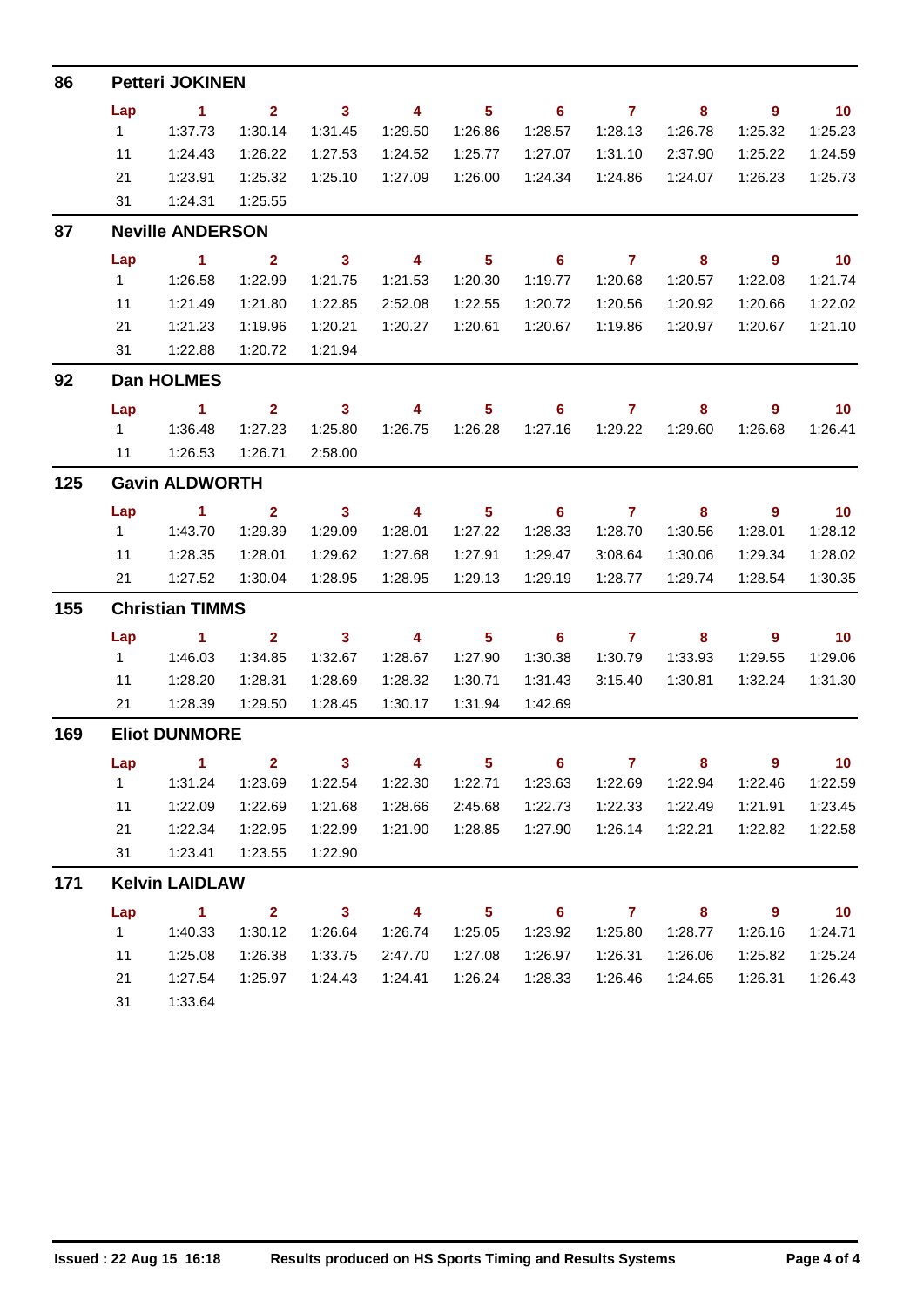## 86 Petteri JOKINEN

| Lap | 1 | 2 | 3 | 4 | 5 | 6 | 7 | 8 | 9 | 10 |
|---|---|---|---|---|---|---|---|---|---|---|
| 1 | 1:37.73 | 1:30.14 | 1:31.45 | 1:29.50 | 1:26.86 | 1:28.57 | 1:28.13 | 1:26.78 | 1:25.32 | 1:25.23 |
| 11 | 1:24.43 | 1:26.22 | 1:27.53 | 1:24.52 | 1:25.77 | 1:27.07 | 1:31.10 | 2:37.90 | 1:25.22 | 1:24.59 |
| 21 | 1:23.91 | 1:25.32 | 1:25.10 | 1:27.09 | 1:26.00 | 1:24.34 | 1:24.86 | 1:24.07 | 1:26.23 | 1:25.73 |
| 31 | 1:24.31 | 1:25.55 | | | | | | | | |

## 87 Neville ANDERSON

| Lap | 1 | 2 | 3 | 4 | 5 | 6 | 7 | 8 | 9 | 10 |
|---|---|---|---|---|---|---|---|---|---|---|
| 1 | 1:26.58 | 1:22.99 | 1:21.75 | 1:21.53 | 1:20.30 | 1:19.77 | 1:20.68 | 1:20.57 | 1:22.08 | 1:21.74 |
| 11 | 1:21.49 | 1:21.80 | 1:22.85 | 2:52.08 | 1:22.55 | 1:20.72 | 1:20.56 | 1:20.92 | 1:20.66 | 1:22.02 |
| 21 | 1:21.23 | 1:19.96 | 1:20.21 | 1:20.27 | 1:20.61 | 1:20.67 | 1:19.86 | 1:20.97 | 1:20.67 | 1:21.10 |
| 31 | 1:22.88 | 1:20.72 | 1:21.94 | | | | | | | |

## 92 Dan HOLMES

| Lap | 1 | 2 | 3 | 4 | 5 | 6 | 7 | 8 | 9 | 10 |
|---|---|---|---|---|---|---|---|---|---|---|
| 1 | 1:36.48 | 1:27.23 | 1:25.80 | 1:26.75 | 1:26.28 | 1:27.16 | 1:29.22 | 1:29.60 | 1:26.68 | 1:26.41 |
| 11 | 1:26.53 | 1:26.71 | 2:58.00 | | | | | | | |

## 125 Gavin ALDWORTH

| Lap | 1 | 2 | 3 | 4 | 5 | 6 | 7 | 8 | 9 | 10 |
|---|---|---|---|---|---|---|---|---|---|---|
| 1 | 1:43.70 | 1:29.39 | 1:29.09 | 1:28.01 | 1:27.22 | 1:28.33 | 1:28.70 | 1:30.56 | 1:28.01 | 1:28.12 |
| 11 | 1:28.35 | 1:28.01 | 1:29.62 | 1:27.68 | 1:27.91 | 1:29.47 | 3:08.64 | 1:30.06 | 1:29.34 | 1:28.02 |
| 21 | 1:27.52 | 1:30.04 | 1:28.95 | 1:28.95 | 1:29.13 | 1:29.19 | 1:28.77 | 1:29.74 | 1:28.54 | 1:30.35 |

## 155 Christian TIMMS

| Lap | 1 | 2 | 3 | 4 | 5 | 6 | 7 | 8 | 9 | 10 |
|---|---|---|---|---|---|---|---|---|---|---|
| 1 | 1:46.03 | 1:34.85 | 1:32.67 | 1:28.67 | 1:27.90 | 1:30.38 | 1:30.79 | 1:33.93 | 1:29.55 | 1:29.06 |
| 11 | 1:28.20 | 1:28.31 | 1:28.69 | 1:28.32 | 1:30.71 | 1:31.43 | 3:15.40 | 1:30.81 | 1:32.24 | 1:31.30 |
| 21 | 1:28.39 | 1:29.50 | 1:28.45 | 1:30.17 | 1:31.94 | 1:42.69 | | | | |

## 169 Eliot DUNMORE

| Lap | 1 | 2 | 3 | 4 | 5 | 6 | 7 | 8 | 9 | 10 |
|---|---|---|---|---|---|---|---|---|---|---|
| 1 | 1:31.24 | 1:23.69 | 1:22.54 | 1:22.30 | 1:22.71 | 1:23.63 | 1:22.69 | 1:22.94 | 1:22.46 | 1:22.59 |
| 11 | 1:22.09 | 1:22.69 | 1:21.68 | 1:28.66 | 2:45.68 | 1:22.73 | 1:22.33 | 1:22.49 | 1:21.91 | 1:23.45 |
| 21 | 1:22.34 | 1:22.95 | 1:22.99 | 1:21.90 | 1:28.85 | 1:27.90 | 1:26.14 | 1:22.21 | 1:22.82 | 1:22.58 |
| 31 | 1:23.41 | 1:23.55 | 1:22.90 | | | | | | | |

## 171 Kelvin LAIDLAW

| Lap | 1 | 2 | 3 | 4 | 5 | 6 | 7 | 8 | 9 | 10 |
|---|---|---|---|---|---|---|---|---|---|---|
| 1 | 1:40.33 | 1:30.12 | 1:26.64 | 1:26.74 | 1:25.05 | 1:23.92 | 1:25.80 | 1:28.77 | 1:26.16 | 1:24.71 |
| 11 | 1:25.08 | 1:26.38 | 1:33.75 | 2:47.70 | 1:27.08 | 1:26.97 | 1:26.31 | 1:26.06 | 1:25.82 | 1:25.24 |
| 21 | 1:27.54 | 1:25.97 | 1:24.43 | 1:24.41 | 1:26.24 | 1:28.33 | 1:26.46 | 1:24.65 | 1:26.31 | 1:26.43 |
| 31 | 1:33.64 | | | | | | | | | |

**Issued : 22 Aug 15 16:18** **Results produced on HS Sports Timing and Results Systems**